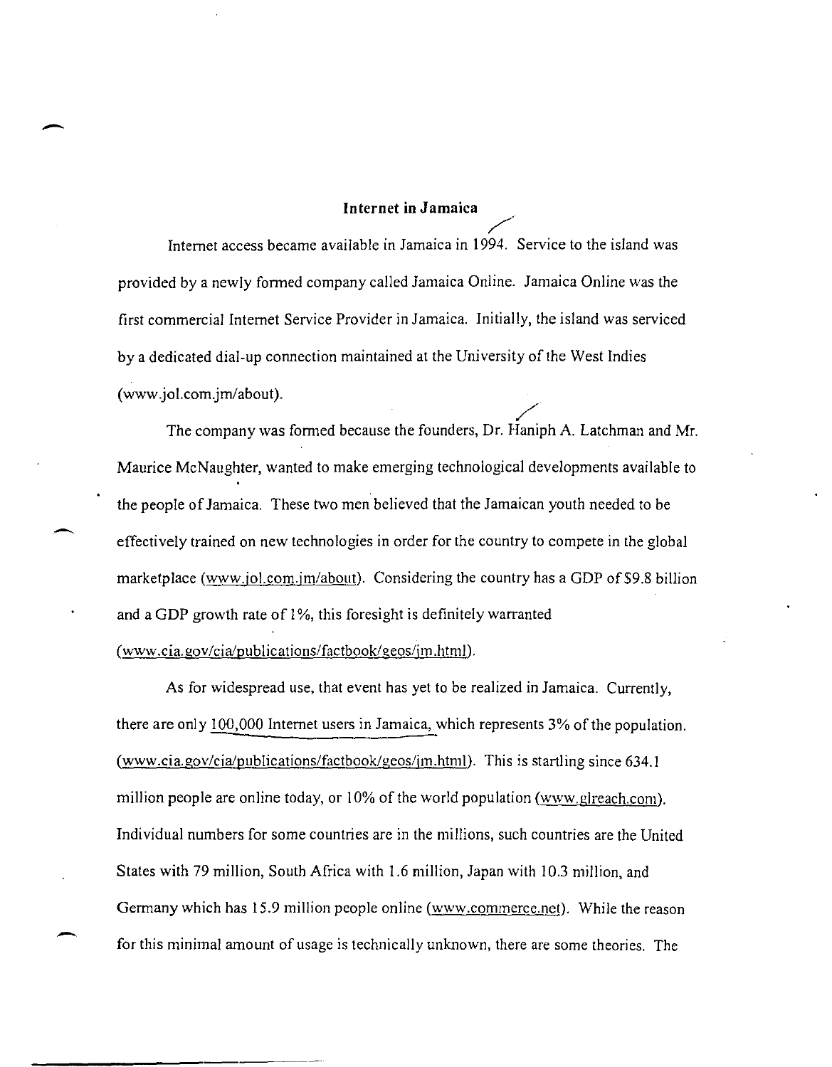## Internet in Jamaica

Internet access became available in Jamaica in 1994. Service to the island was provided by a newly formed company called Jamaica Online. Jamaica Online was the first commercial Internet Service Provider in Jamaica. Initially, the island was serviced by a dedicated dial-up connection maintained at the University of the West Indies (www.jol.com.jm/about).

The company was formed because the founders, Dr. Haniph A. Latchman and Mr. Maurice McNaughter, wanted to make emerging technological developments available to the people of Jamaica. These two men believed that the Jamaican youth needed to be effectively trained on new technologies in order for the country to compete in the global marketplace (www.jol.com.jm/about). Considering the country has a GDP of $9.8 billion and a GDP growth rate of 1%, this foresight is definitely warranted (www.cia.gov/cia/publications/factbook/geos/jm.html).

As for widespread use, that event has yet to be realized in Jamaica. Currently, there are only 100,000 Internet users in Jamaica, which represents 3% of the population. (www.cia.gov/cia/publications/factbook/geos/jm.html). This is startling since 634.1 million people are online today, or 10% of the world population (www.glreach.com). Individual numbers for some countries are in the millions, such countries are the United States with 79 million, South Africa with 1.6 million, Japan with 10.3 million, and Germany which has 15.9 million people online (www.commerce.net). While the reason for this minimal amount of usage is technically unknown, there are some theories. The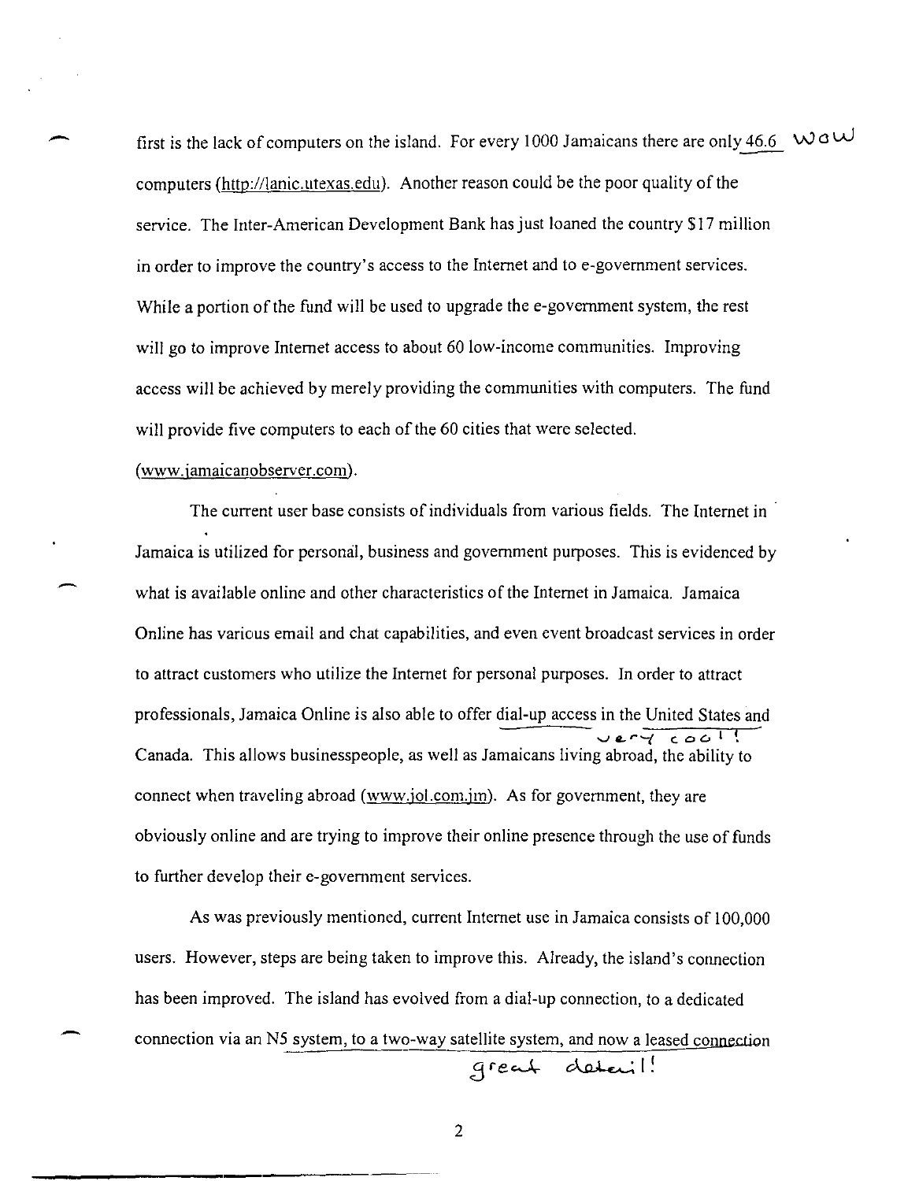first is the lack of computers on the island. For every 1000 Jamaicans there are only 46.6 computers (http://lanic.utexas.edu). Another reason could be the poor quality of the service. The Inter-American Development Bank has just loaned the country $17 million in order to improve the country's access to the Internet and to e-government services. While a portion of the fund will be used to upgrade the e-government system, the rest will go to improve Internet access to about 60 low-income communities. Improving access will be achieved by merely providing the communities with computers. The fund will provide five computers to each of the 60 cities that were selected. (www.jamaicanobserver.com).

The current user base consists of individuals from various fields. The Internet in Jamaica is utilized for personal, business and government purposes. This is evidenced by what is available online and other characteristics of the Internet in Jamaica. Jamaica Online has various email and chat capabilities, and even event broadcast services in order to attract customers who utilize the Internet for personal purposes. In order to attract professionals, Jamaica Online is also able to offer dial-up access in the United States and Canada. This allows businesspeople, as well as Jamaicans living abroad, the ability to connect when traveling abroad (www.jol.com.jm). As for government, they are obviously online and are trying to improve their online presence through the use of funds to further develop their e-government services.

As was previously mentioned, current Internet use in Jamaica consists of 100,000 users. However, steps are being taken to improve this. Already, the island's connection has been improved. The island has evolved from a dial-up connection, to a dedicated connection via an N5 system, to a two-way satellite system, and now a leased connection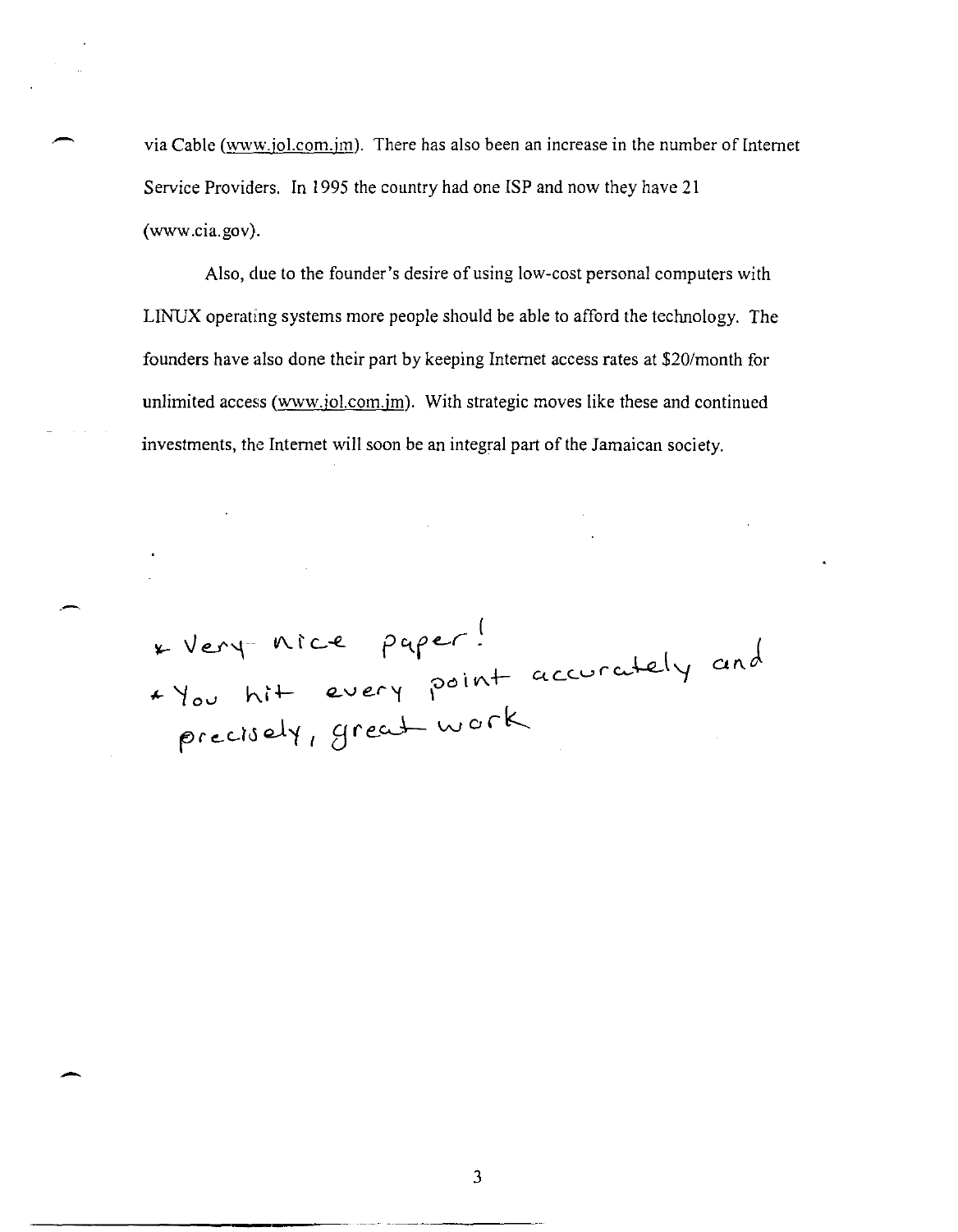via Cable (www.jol.com.jm). There has also been an increase in the number of Internet Service Providers. In 1995 the country had one ISP and now they have 21 (www.cia.gov).

Also, due to the founder's desire of using low-cost personal computers with LINUX operating systems more people should be able to afford the technology. The founders have also done their part by keeping Internet access rates at $20/month for unlimited access (www.jol.com.jm). With strategic moves like these and continued investments, the Internet will soon be an integral part of the Jamaican society.

* Very nice paper!
* You hit every point accurately and precisely, great work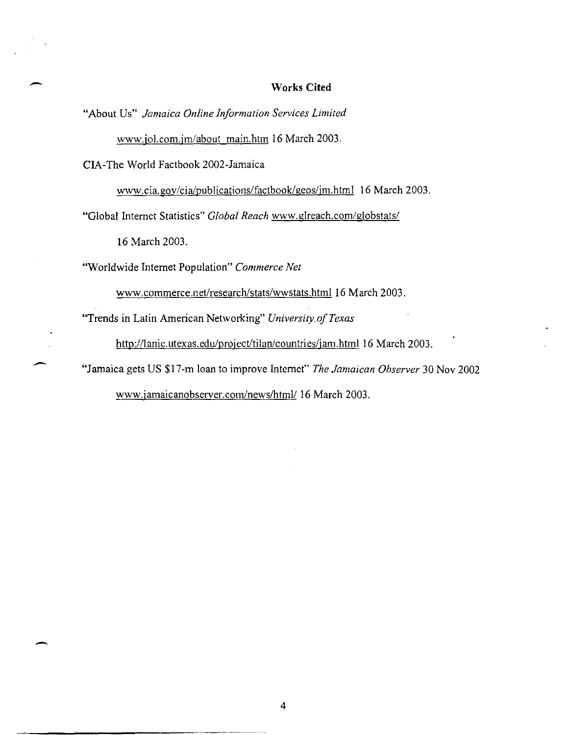## Works Cited

"About Us" *Jamaica Online Information Services Limited* www.jol.com.jm/about_main.htm 16 March 2003.

CIA-The World Factbook 2002-Jamaica www.cia.gov/cia/publications/factbook/geos/jm.html 16 March 2003.

"Global Internet Statistics" *Global Reach* www.glreach.com/globstats/ 16 March 2003.

"Worldwide Internet Population" *Commerce Net* www.commerce.net/research/stats/wwstats.html 16 March 2003.

"Trends in Latin American Networking" *University of Texas* http://lanic.utexas.edu/project/tilan/countries/jam.html 16 March 2003.

"Jamaica gets US $17-m loan to improve Internet" *The Jamaican Observer* 30 Nov 2002 www.jamaicanobserver.com/news/html/ 16 March 2003.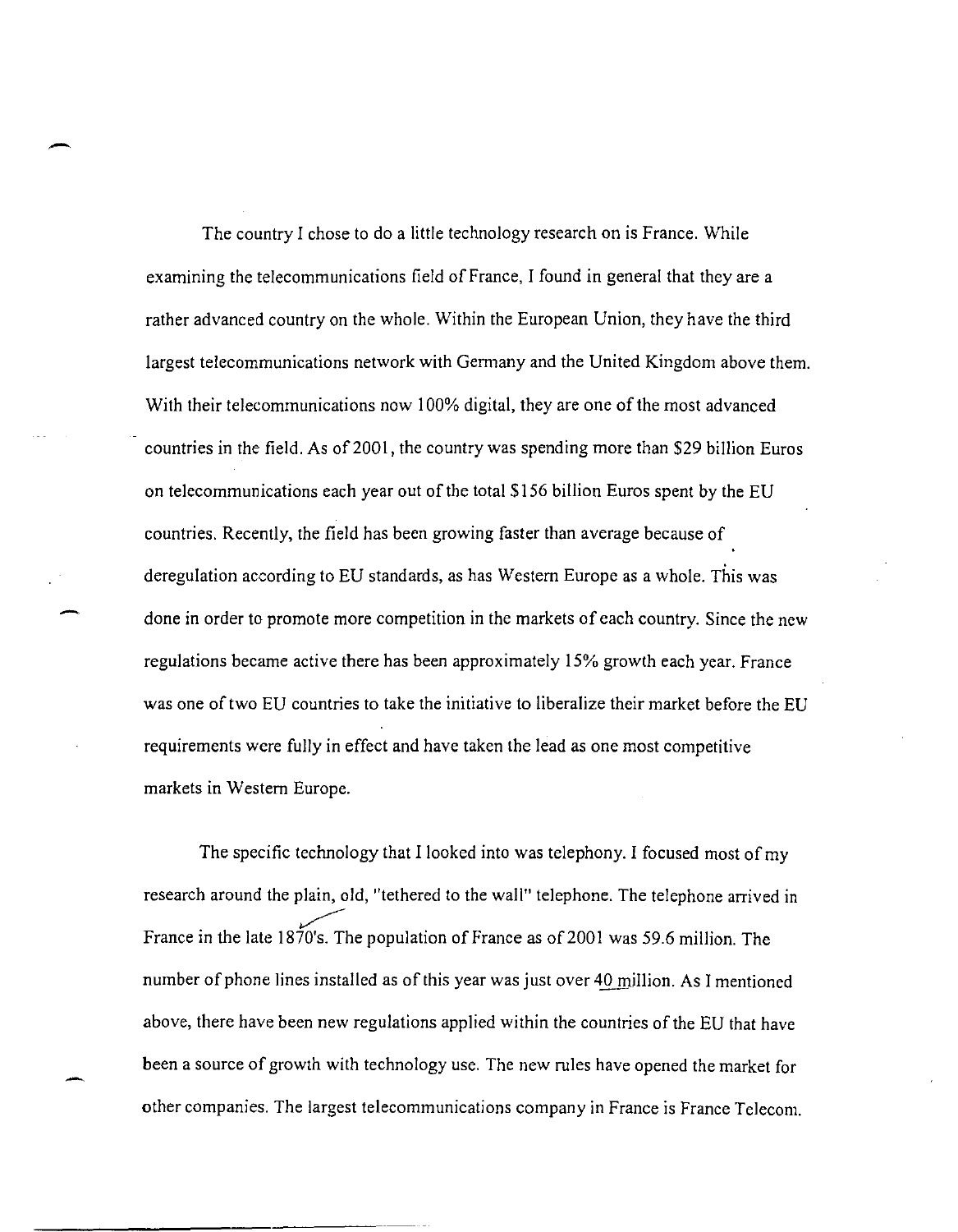The country I chose to do a little technology research on is France. While examining the telecommunications field of France, I found in general that they are a rather advanced country on the whole. Within the European Union, they have the third largest telecommunications network with Germany and the United Kingdom above them. With their telecommunications now 100% digital, they are one of the most advanced countries in the field. As of 2001, the country was spending more than $29 billion Euros on telecommunications each year out of the total $156 billion Euros spent by the EU countries. Recently, the field has been growing faster than average because of deregulation according to EU standards, as has Western Europe as a whole. This was done in order to promote more competition in the markets of each country. Since the new regulations became active there has been approximately 15% growth each year. France was one of two EU countries to take the initiative to liberalize their market before the EU requirements were fully in effect and have taken the lead as one most competitive markets in Western Europe.

The specific technology that I looked into was telephony. I focused most of my research around the plain, old, "tethered to the wall" telephone. The telephone arrived in France in the late 1870's. The population of France as of 2001 was 59.6 million. The number of phone lines installed as of this year was just over 40 million. As I mentioned above, there have been new regulations applied within the countries of the EU that have been a source of growth with technology use. The new rules have opened the market for other companies. The largest telecommunications company in France is France Telecom.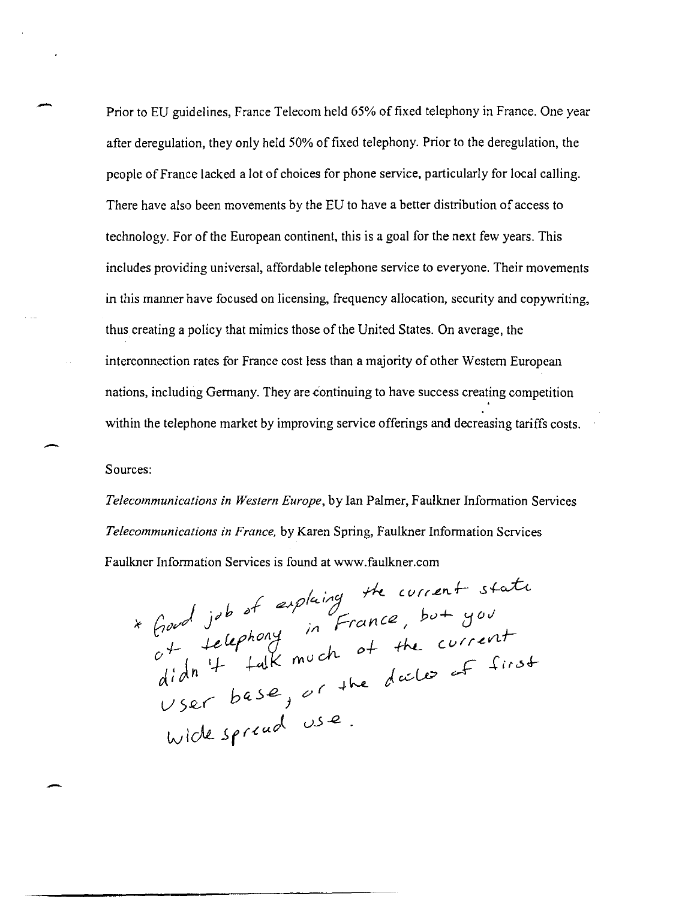Prior to EU guidelines, France Telecom held 65% of fixed telephony in France. One year after deregulation, they only held 50% of fixed telephony. Prior to the deregulation, the people of France lacked a lot of choices for phone service, particularly for local calling. There have also been movements by the EU to have a better distribution of access to technology. For of the European continent, this is a goal for the next few years. This includes providing universal, affordable telephone service to everyone. Their movements in this manner have focused on licensing, frequency allocation, security and copywriting, thus creating a policy that mimics those of the United States. On average, the interconnection rates for France cost less than a majority of other Western European nations, including Germany. They are continuing to have success creating competition within the telephone market by improving service offerings and decreasing tariffs costs.

Sources:

*Telecommunications in Western Europe*, by Ian Palmer, Faulkner Information Services

*Telecommunications in France,* by Karen Spring, Faulkner Information Services

Faulkner Information Services is found at www.faulkner.com

* Good job of explaing the current state of telephony in France, but you didn't talk much of the current user base, or the dates of first wide spread use.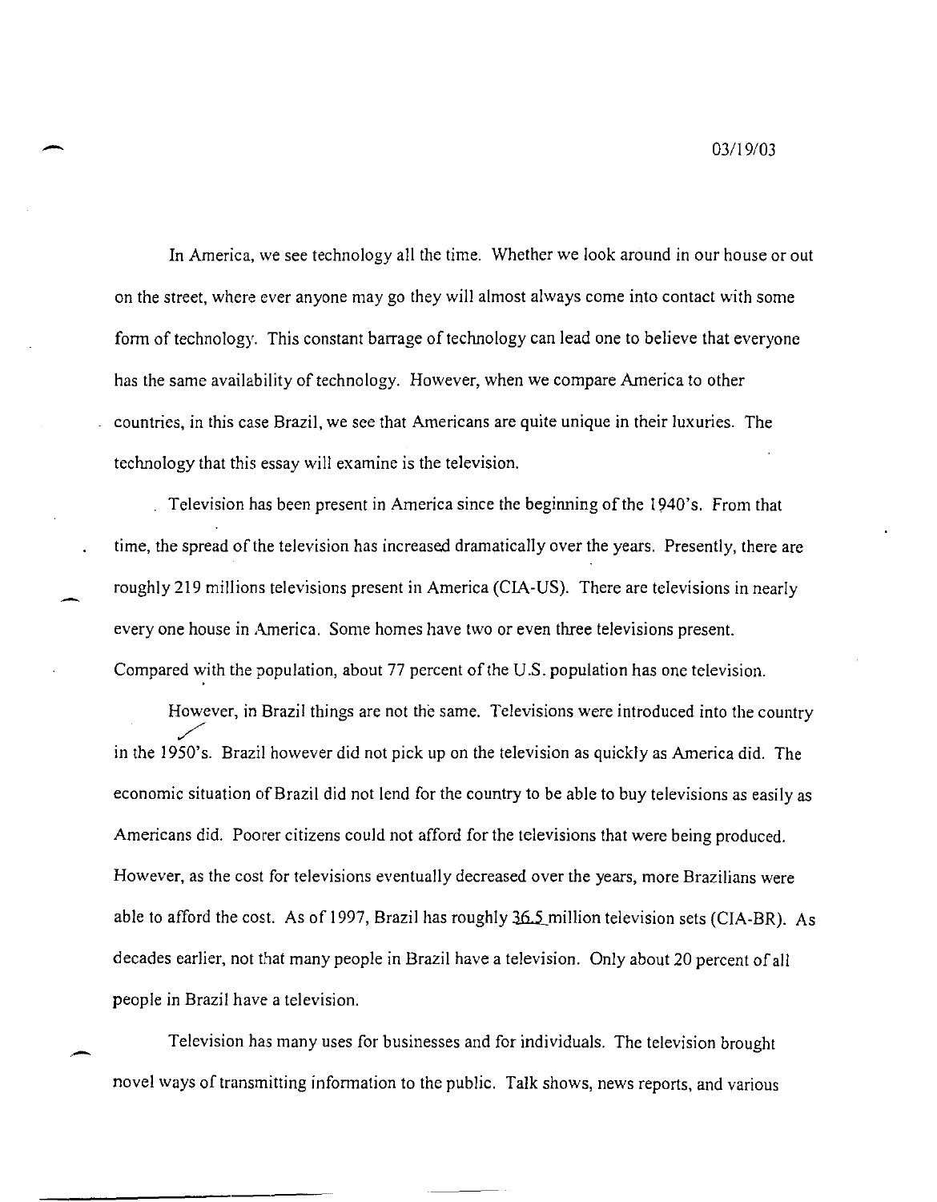03/19/03

In America, we see technology all the time. Whether we look around in our house or out on the street, where ever anyone may go they will almost always come into contact with some form of technology. This constant barrage of technology can lead one to believe that everyone has the same availability of technology. However, when we compare America to other countries, in this case Brazil, we see that Americans are quite unique in their luxuries. The technology that this essay will examine is the television.

Television has been present in America since the beginning of the 1940's. From that time, the spread of the television has increased dramatically over the years. Presently, there are roughly 219 millions televisions present in America (CIA-US). There are televisions in nearly every one house in America. Some homes have two or even three televisions present. Compared with the population, about 77 percent of the U.S. population has one television.

However, in Brazil things are not the same. Televisions were introduced into the country in the 1950's. Brazil however did not pick up on the television as quickly as America did. The economic situation of Brazil did not lend for the country to be able to buy televisions as easily as Americans did. Poorer citizens could not afford for the televisions that were being produced. However, as the cost for televisions eventually decreased over the years, more Brazilians were able to afford the cost. As of 1997, Brazil has roughly 36.5 million television sets (CIA-BR). As decades earlier, not that many people in Brazil have a television. Only about 20 percent of all people in Brazil have a television.

Television has many uses for businesses and for individuals. The television brought novel ways of transmitting information to the public. Talk shows, news reports, and various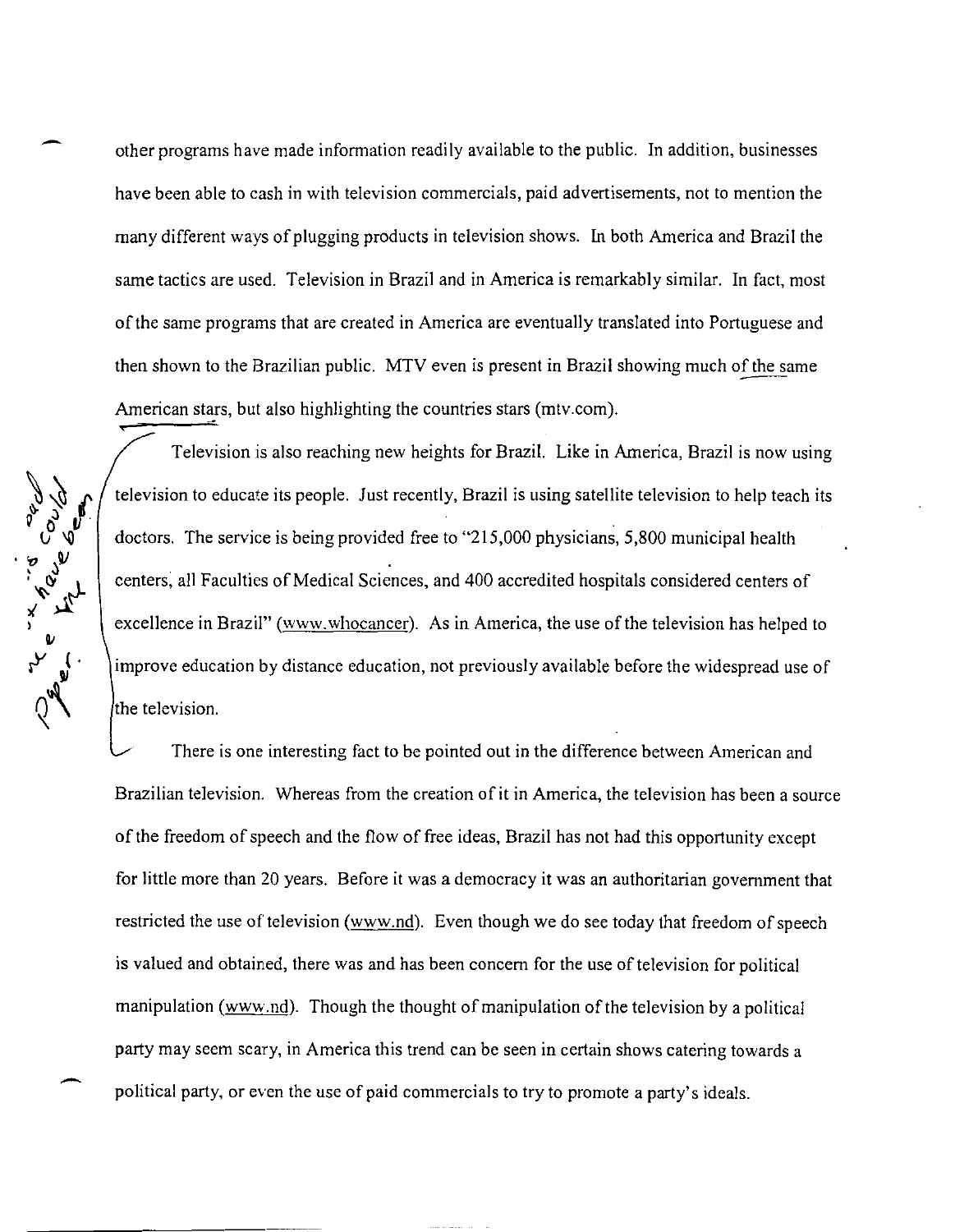other programs have made information readily available to the public. In addition, businesses have been able to cash in with television commercials, paid advertisements, not to mention the many different ways of plugging products in television shows. In both America and Brazil the same tactics are used. Television in Brazil and in America is remarkably similar. In fact, most of the same programs that are created in America are eventually translated into Portuguese and then shown to the Brazilian public. MTV even is present in Brazil showing much of the same American stars, but also highlighting the countries stars (mtv.com).

Television is also reaching new heights for Brazil. Like in America, Brazil is now using television to educate its people. Just recently, Brazil is using satellite television to help teach its doctors. The service is being provided free to "215,000 physicians, 5,800 municipal health centers, all Faculties of Medical Sciences, and 400 accredited hospitals considered centers of excellence in Brazil" (www.whocancer). As in America, the use of the television has helped to improve education by distance education, not previously available before the widespread use of the television.

There is one interesting fact to be pointed out in the difference between American and Brazilian television. Whereas from the creation of it in America, the television has been a source of the freedom of speech and the flow of free ideas, Brazil has not had this opportunity except for little more than 20 years. Before it was a democracy it was an authoritarian government that restricted the use of television (www.nd). Even though we do see today that freedom of speech is valued and obtained, there was and has been concern for the use of television for political manipulation (www.nd). Though the thought of manipulation of the television by a political party may seem scary, in America this trend can be seen in certain shows catering towards a political party, or even the use of paid commercials to try to promote a party's ideals.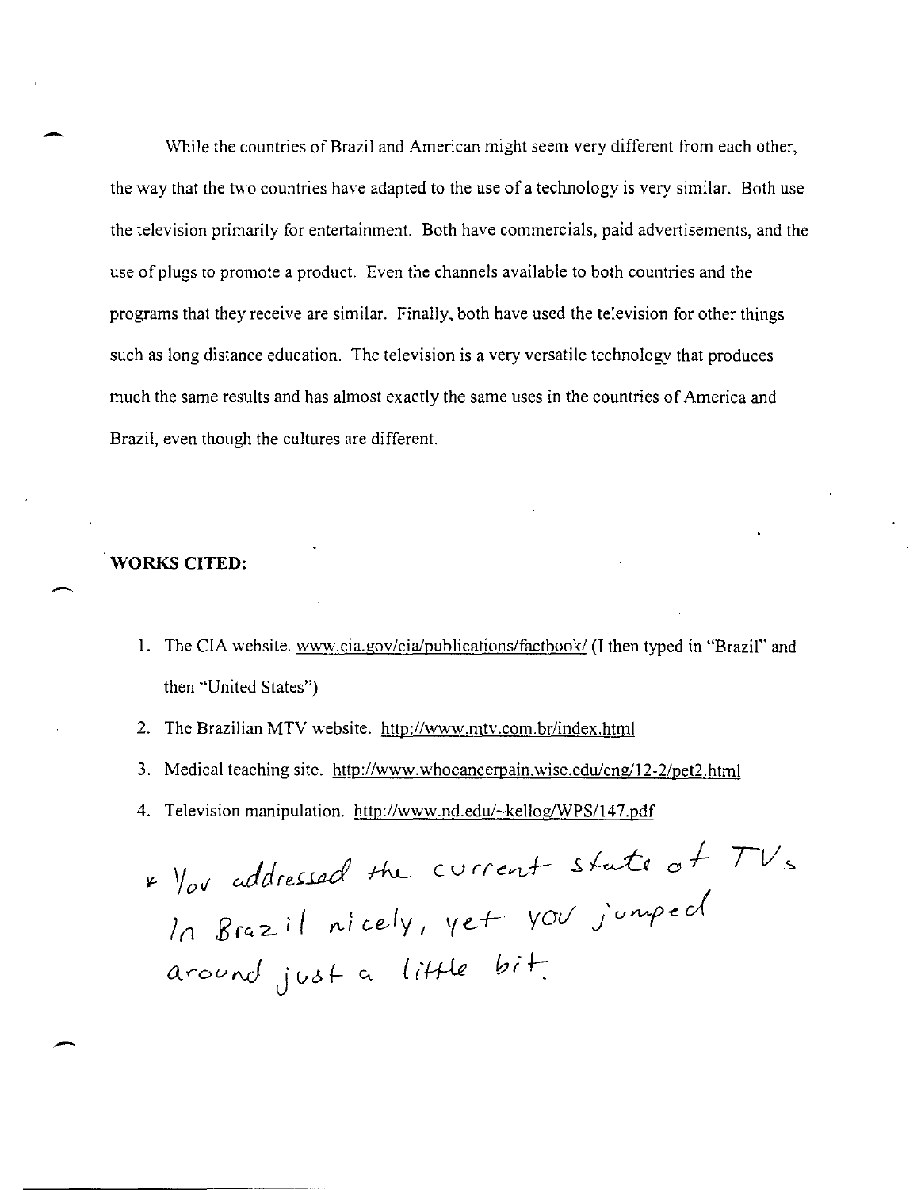While the countries of Brazil and American might seem very different from each other, the way that the two countries have adapted to the use of a technology is very similar. Both use the television primarily for entertainment. Both have commercials, paid advertisements, and the use of plugs to promote a product. Even the channels available to both countries and the programs that they receive are similar. Finally, both have used the television for other things such as long distance education. The television is a very versatile technology that produces much the same results and has almost exactly the same uses in the countries of America and Brazil, even though the cultures are different.

**WORKS CITED:**

1. The CIA website. www.cia.gov/cia/publications/factbook/ (I then typed in "Brazil" and then "United States")
2. The Brazilian MTV website. http://www.mtv.com.br/index.html
3. Medical teaching site. http://www.whocancerpain.wise.edu/eng/12-2/pet2.html
4. Television manipulation. http://www.nd.edu/~kellog/WPS/147.pdf

* You addressed the current state of TVs In Brazil nicely, yet you jumped around just a little bit.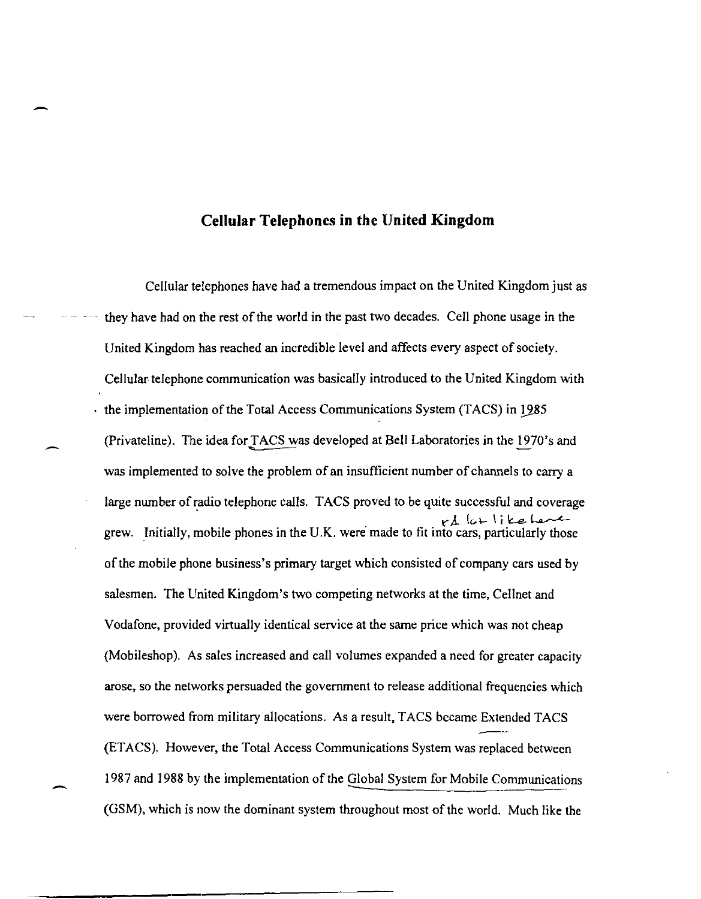## Cellular Telephones in the United Kingdom

Cellular telephones have had a tremendous impact on the United Kingdom just as they have had on the rest of the world in the past two decades. Cell phone usage in the United Kingdom has reached an incredible level and affects every aspect of society. Cellular telephone communication was basically introduced to the United Kingdom with the implementation of the Total Access Communications System (TACS) in 1985 (Privateline). The idea for TACS was developed at Bell Laboratories in the 1970's and was implemented to solve the problem of an insufficient number of channels to carry a large number of radio telephone calls. TACS proved to be quite successful and coverage grew. Initially, mobile phones in the U.K. were made to fit into cars, particularly those of the mobile phone business's primary target which consisted of company cars used by salesmen. The United Kingdom's two competing networks at the time, Cellnet and Vodafone, provided virtually identical service at the same price which was not cheap (Mobileshop). As sales increased and call volumes expanded a need for greater capacity arose, so the networks persuaded the government to release additional frequencies which were borrowed from military allocations. As a result, TACS became Extended TACS (ETACS). However, the Total Access Communications System was replaced between 1987 and 1988 by the implementation of the Global System for Mobile Communications (GSM), which is now the dominant system throughout most of the world. Much like the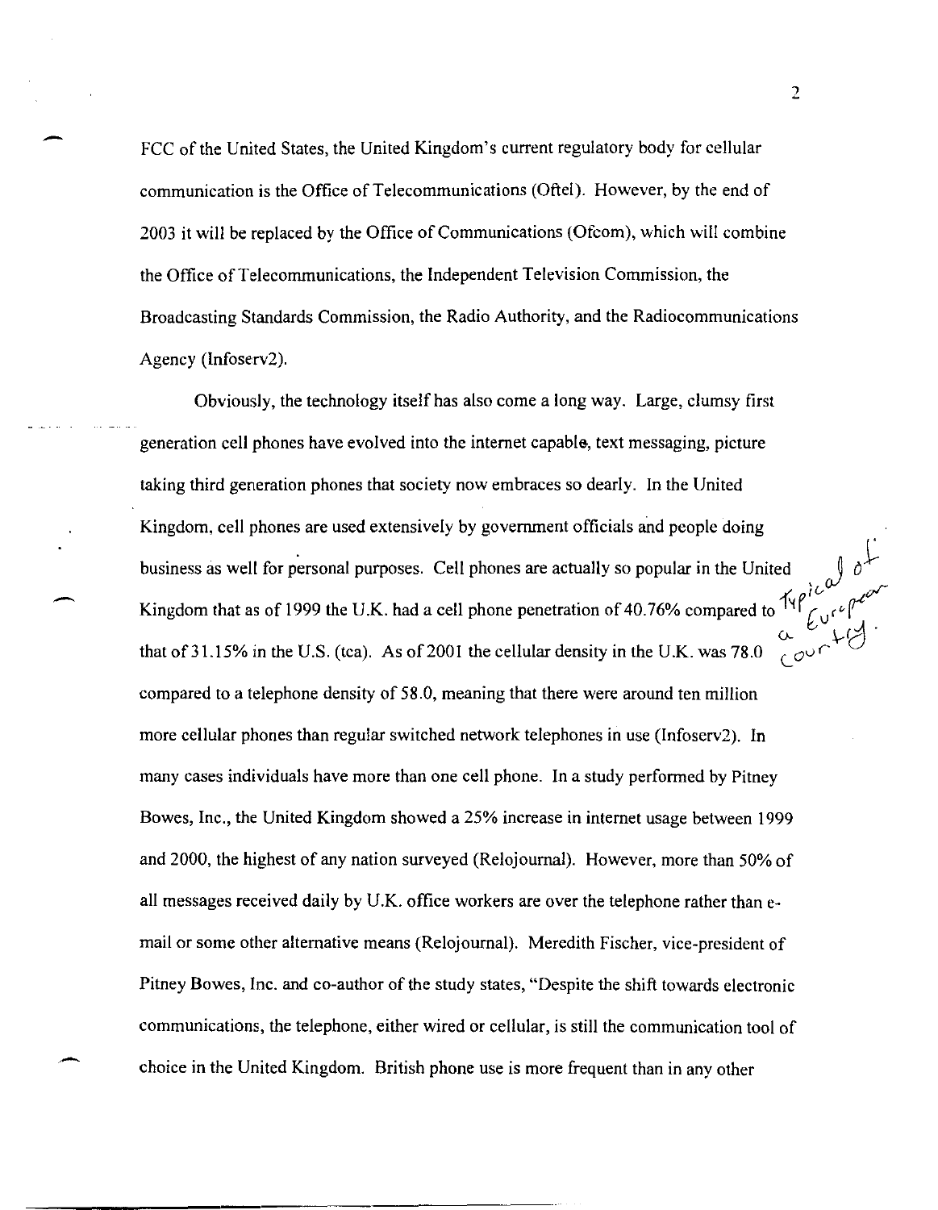FCC of the United States, the United Kingdom's current regulatory body for cellular communication is the Office of Telecommunications (Oftel). However, by the end of 2003 it will be replaced by the Office of Communications (Ofcom), which will combine the Office of Telecommunications, the Independent Television Commission, the Broadcasting Standards Commission, the Radio Authority, and the Radiocommunications Agency (Infoserv2).

Obviously, the technology itself has also come a long way. Large, clumsy first generation cell phones have evolved into the internet capable, text messaging, picture taking third generation phones that society now embraces so dearly. In the United Kingdom, cell phones are used extensively by government officials and people doing business as well for personal purposes. Cell phones are actually so popular in the United Kingdom that as of 1999 the U.K. had a cell phone penetration of 40.76% compared to that of 31.15% in the U.S. (tca). As of 2001 the cellular density in the U.K. was 78.0 compared to a telephone density of 58.0, meaning that there were around ten million more cellular phones than regular switched network telephones in use (Infoserv2). In many cases individuals have more than one cell phone. In a study performed by Pitney Bowes, Inc., the United Kingdom showed a 25% increase in internet usage between 1999 and 2000, the highest of any nation surveyed (Relojournal). However, more than 50% of all messages received daily by U.K. office workers are over the telephone rather than e-mail or some other alternative means (Relojournal). Meredith Fischer, vice-president of Pitney Bowes, Inc. and co-author of the study states, "Despite the shift towards electronic communications, the telephone, either wired or cellular, is still the communication tool of choice in the United Kingdom. British phone use is more frequent than in any other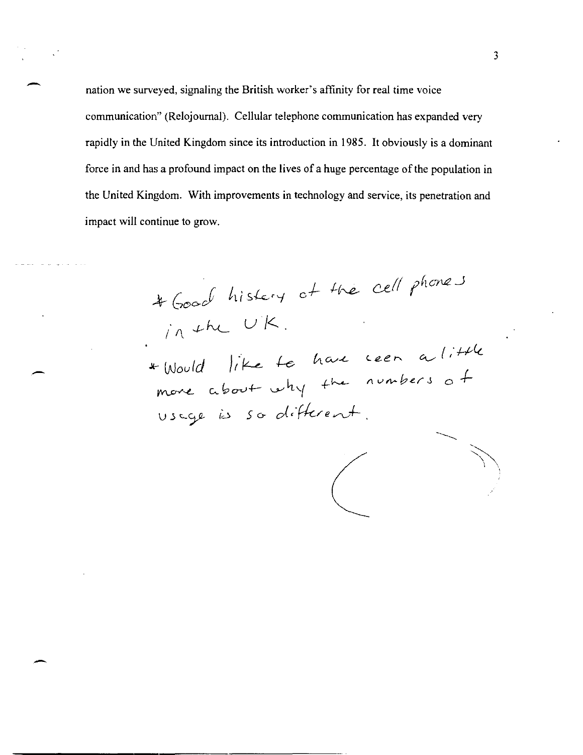nation we surveyed, signaling the British worker's affinity for real time voice communication" (Relojournal). Cellular telephone communication has expanded very rapidly in the United Kingdom since its introduction in 1985. It obviously is a dominant force in and has a profound impact on the lives of a huge percentage of the population in the United Kingdom. With improvements in technology and service, its penetration and impact will continue to grow.

* Good history of the cell phones in the UK.

* Would like to have seen a little more about why the numbers of usage is so different.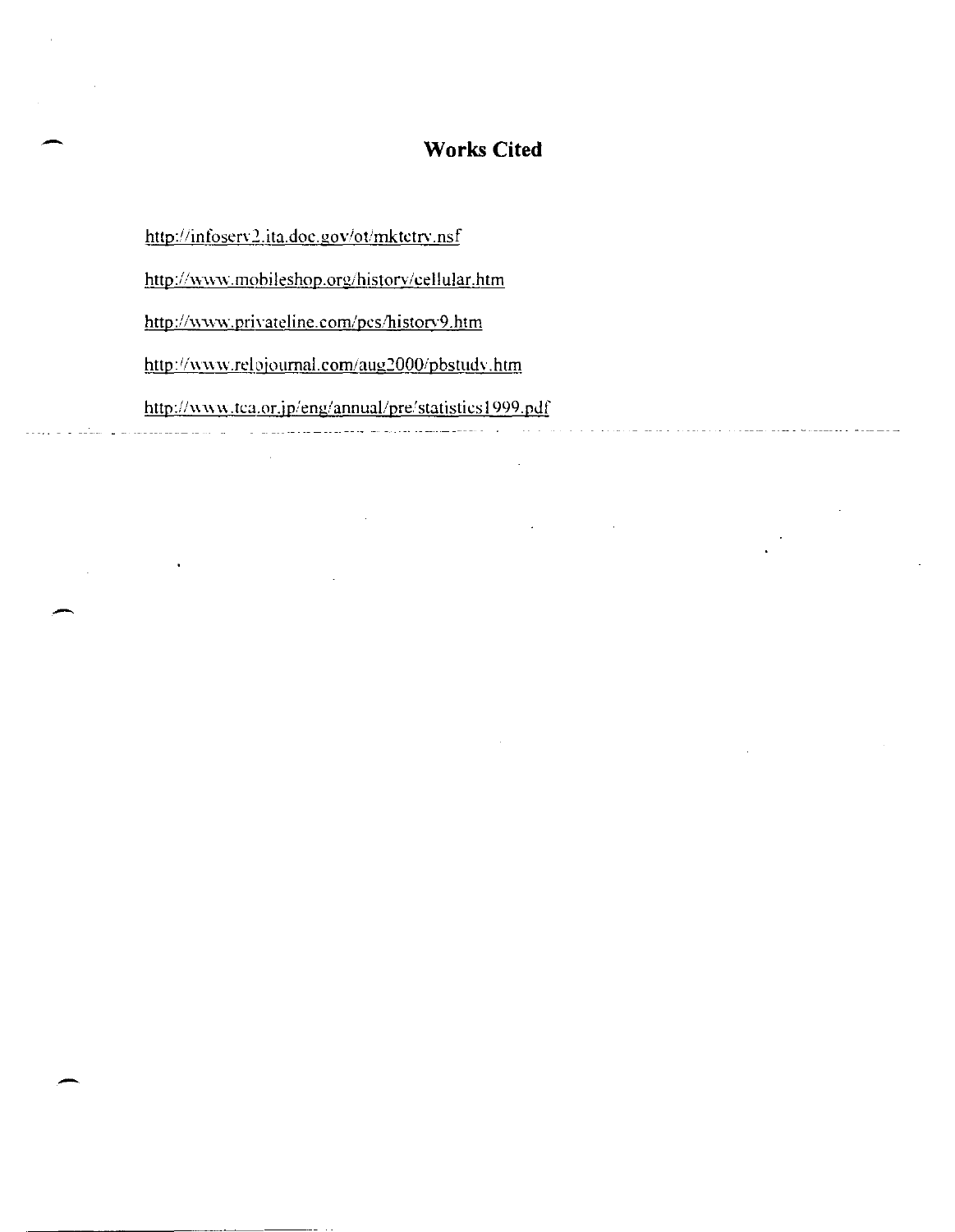# Works Cited

http://infoserv2.ita.doc.gov/ot/mktctry.nsf

http://www.mobileshop.org/history/cellular.htm

http://www.privateline.com/pcs/history9.htm

http://www.relojournal.com/aug2000/pbstudy.htm

http://www.tca.or.jp/eng/annual/pre/statistics1999.pdf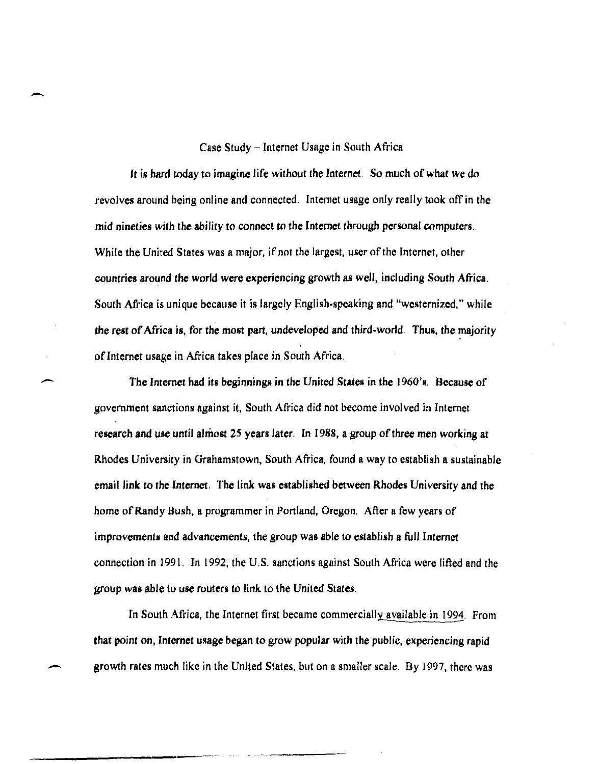Case Study – Internet Usage in South Africa

It is hard today to imagine life without the Internet. So much of what we do revolves around being online and connected. Internet usage only really took off in the mid nineties with the ability to connect to the Internet through personal computers. While the United States was a major, if not the largest, user of the Internet, other countries around the world were experiencing growth as well, including South Africa. South Africa is unique because it is largely English-speaking and "westernized," while the rest of Africa is, for the most part, undeveloped and third-world. Thus, the majority of Internet usage in Africa takes place in South Africa.

The Internet had its beginnings in the United States in the 1960's. Because of government sanctions against it, South Africa did not become involved in Internet research and use until almost 25 years later. In 1988, a group of three men working at Rhodes University in Grahamstown, South Africa, found a way to establish a sustainable email link to the Internet. The link was established between Rhodes University and the home of Randy Bush, a programmer in Portland, Oregon. After a few years of improvements and advancements, the group was able to establish a full Internet connection in 1991. In 1992, the U.S. sanctions against South Africa were lifted and the group was able to use routers to link to the United States.

In South Africa, the Internet first became commercially available in 1994. From that point on, Internet usage began to grow popular with the public, experiencing rapid growth rates much like in the United States, but on a smaller scale. By 1997, there was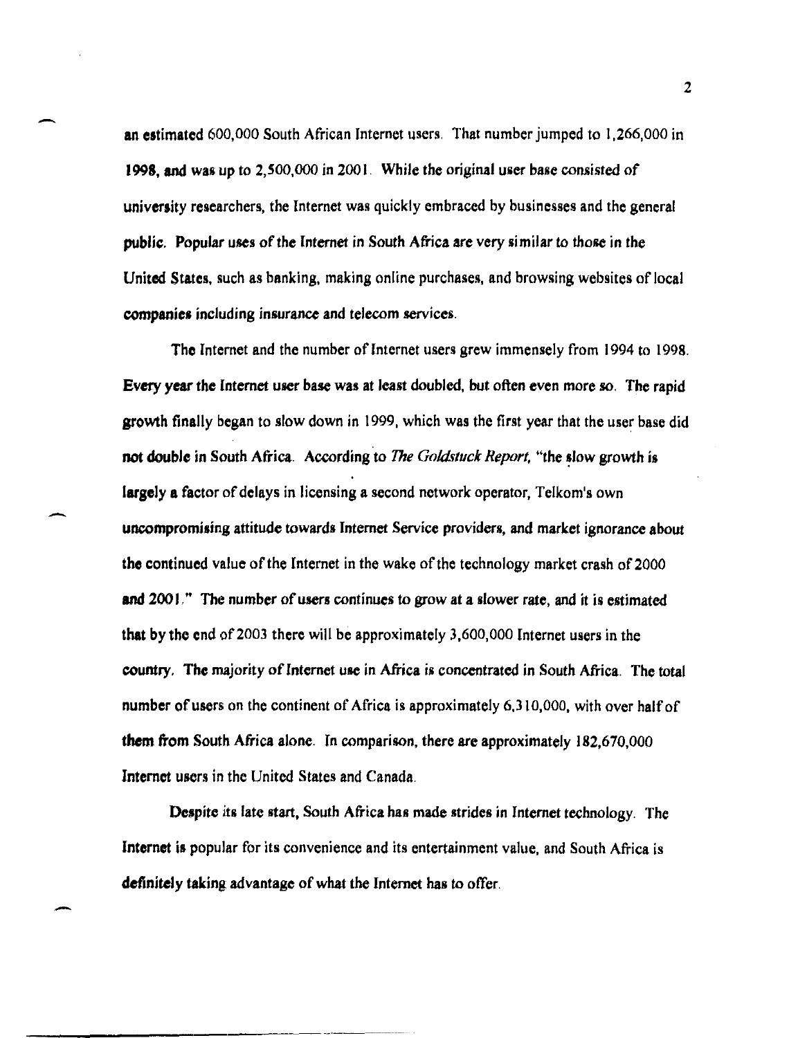an estimated 600,000 South African Internet users. That number jumped to 1,266,000 in 1998, and was up to 2,500,000 in 2001. While the original user base consisted of university researchers, the Internet was quickly embraced by businesses and the general public. Popular uses of the Internet in South Africa are very similar to those in the United States, such as banking, making online purchases, and browsing websites of local companies including insurance and telecom services.

The Internet and the number of Internet users grew immensely from 1994 to 1998. Every year the Internet user base was at least doubled, but often even more so. The rapid growth finally began to slow down in 1999, which was the first year that the user base did not double in South Africa. According to *The Goldstuck Report*, "the slow growth is largely a factor of delays in licensing a second network operator, Telkom's own uncompromising attitude towards Internet Service providers, and market ignorance about the continued value of the Internet in the wake of the technology market crash of 2000 and 2001." The number of users continues to grow at a slower rate, and it is estimated that by the end of 2003 there will be approximately 3,600,000 Internet users in the country. The majority of Internet use in Africa is concentrated in South Africa. The total number of users on the continent of Africa is approximately 6,310,000, with over half of them from South Africa alone. In comparison, there are approximately 182,670,000 Internet users in the United States and Canada.

Despite its late start, South Africa has made strides in Internet technology. The Internet is popular for its convenience and its entertainment value, and South Africa is definitely taking advantage of what the Internet has to offer.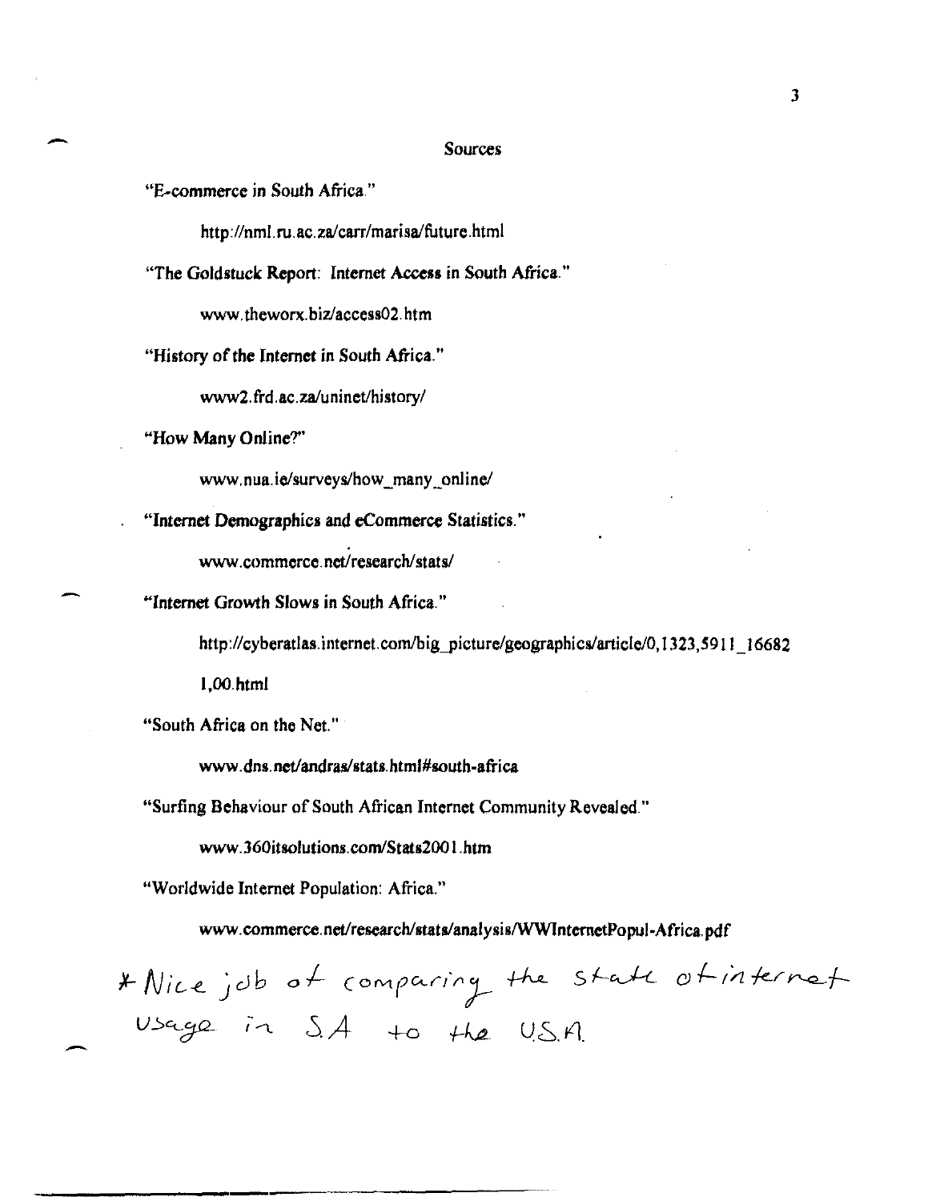## Sources

"E-commerce in South Africa."

http://nml.ru.ac.za/carr/marisa/future.html

"The Goldstuck Report: Internet Access in South Africa."

www.theworx.biz/access02.htm

"History of the Internet in South Africa."

www2.frd.ac.za/uninet/history/

"How Many Online?"

www.nua.ie/surveys/how_many_online/

"Internet Demographics and eCommerce Statistics."

www.commerce.net/research/stats/

"Internet Growth Slows in South Africa."

http://cyberatlas.internet.com/big_picture/geographics/article/0,1323,5911_16682 1,00.html

"South Africa on the Net."

www.dns.net/andras/stats.html#south-africa

"Surfing Behaviour of South African Internet Community Revealed."

www.360itsolutions.com/Stats2001.htm

"Worldwide Internet Population: Africa."

www.commerce.net/research/stats/analysis/WWInternetPopul-Africa.pdf

*Nice job of comparing the state of internet usage in S.A to the U.S.A.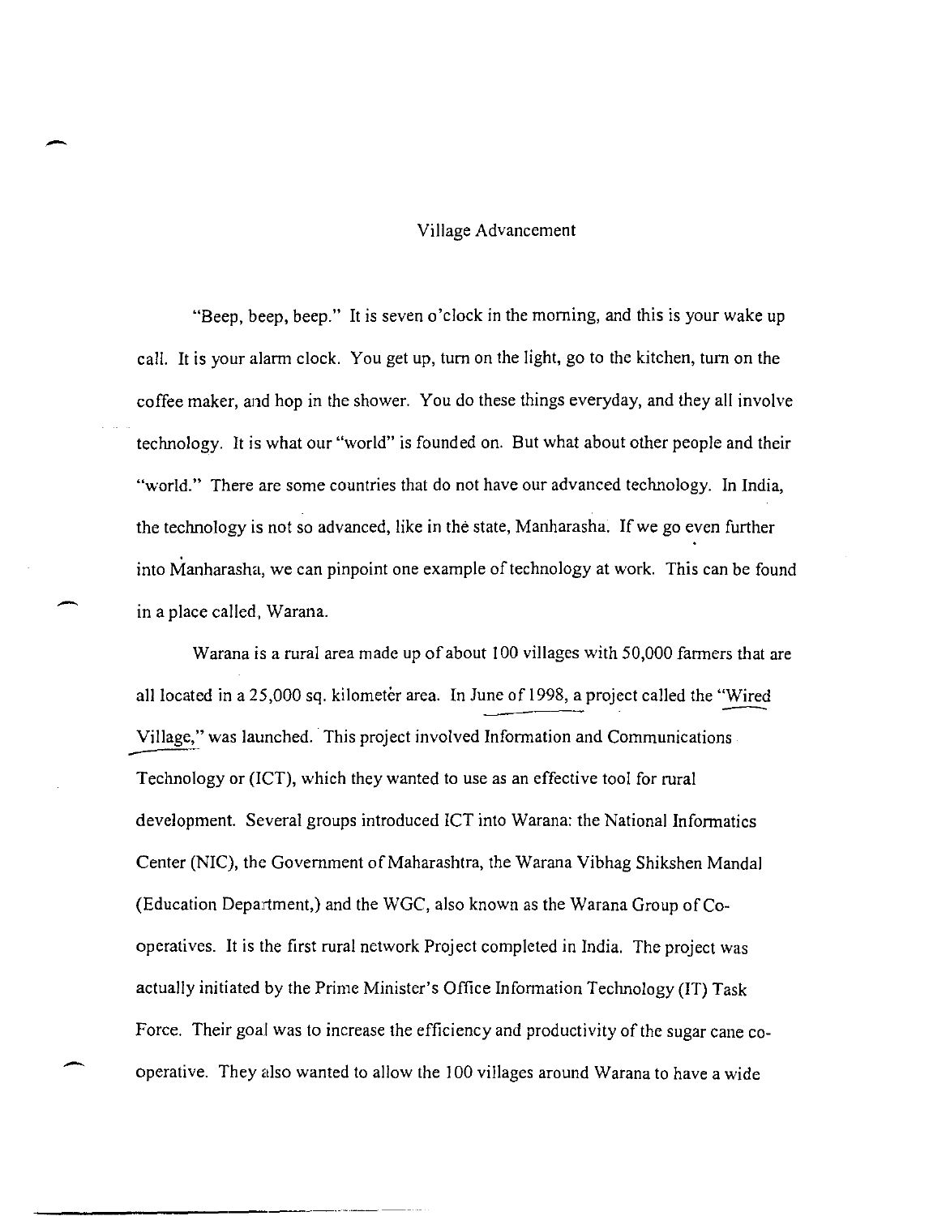# Village Advancement

"Beep, beep, beep." It is seven o'clock in the morning, and this is your wake up call. It is your alarm clock. You get up, turn on the light, go to the kitchen, turn on the coffee maker, and hop in the shower. You do these things everyday, and they all involve technology. It is what our "world" is founded on. But what about other people and their "world." There are some countries that do not have our advanced technology. In India, the technology is not so advanced, like in the state, Manharasha. If we go even further into Manharasha, we can pinpoint one example of technology at work. This can be found in a place called, Warana.

Warana is a rural area made up of about 100 villages with 50,000 farmers that are all located in a 25,000 sq. kilometer area. In June of 1998, a project called the "Wired Village," was launched. This project involved Information and Communications Technology or (ICT), which they wanted to use as an effective tool for rural development. Several groups introduced ICT into Warana: the National Informatics Center (NIC), the Government of Maharashtra, the Warana Vibhag Shikshen Mandal (Education Department,) and the WGC, also known as the Warana Group of Co-operatives. It is the first rural network Project completed in India. The project was actually initiated by the Prime Minister's Office Information Technology (IT) Task Force. Their goal was to increase the efficiency and productivity of the sugar cane co-operative. They also wanted to allow the 100 villages around Warana to have a wide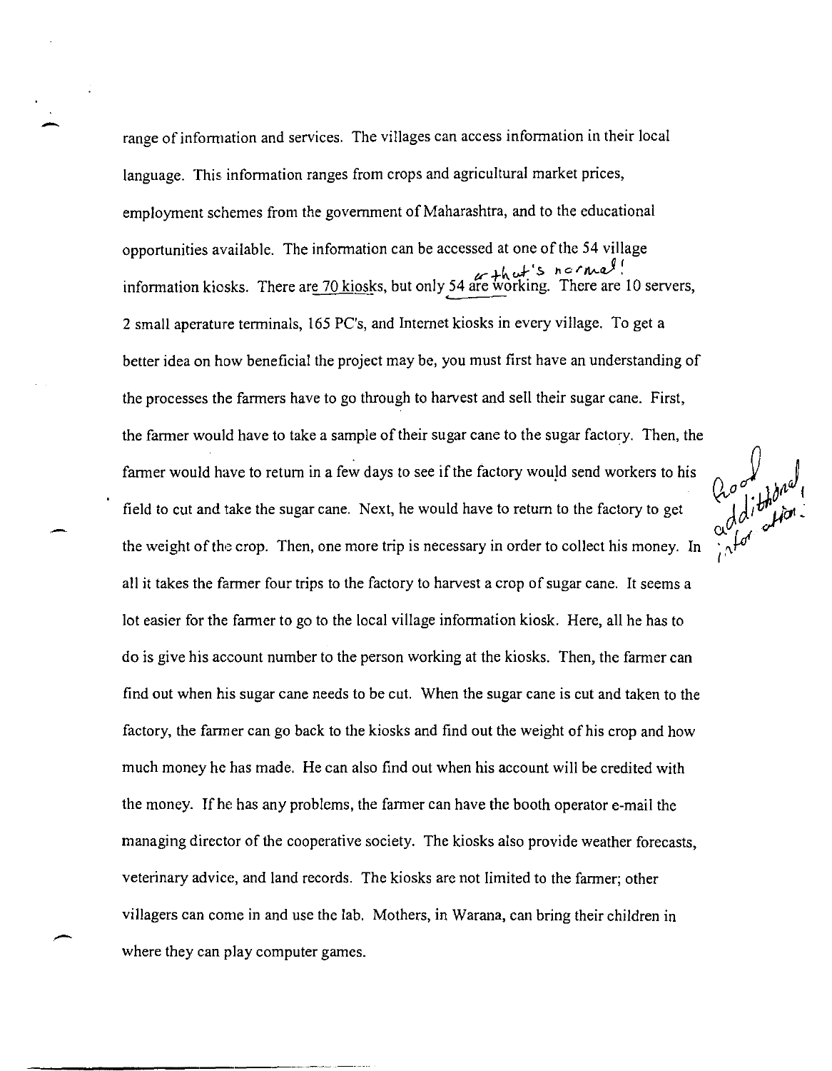range of information and services. The villages can access information in their local language. This information ranges from crops and agricultural market prices, employment schemes from the government of Maharashtra, and to the educational opportunities available. The information can be accessed at one of the 54 village information kiosks. There are 70 kiosks, but only 54 are working. There are 10 servers, 2 small aperature terminals, 165 PC's, and Internet kiosks in every village. To get a better idea on how beneficial the project may be, you must first have an understanding of the processes the farmers have to go through to harvest and sell their sugar cane. First, the farmer would have to take a sample of their sugar cane to the sugar factory. Then, the farmer would have to return in a few days to see if the factory would send workers to his field to cut and take the sugar cane. Next, he would have to return to the factory to get the weight of the crop. Then, one more trip is necessary in order to collect his money. In all it takes the farmer four trips to the factory to harvest a crop of sugar cane. It seems a lot easier for the farmer to go to the local village information kiosk. Here, all he has to do is give his account number to the person working at the kiosks. Then, the farmer can find out when his sugar cane needs to be cut. When the sugar cane is cut and taken to the factory, the farmer can go back to the kiosks and find out the weight of his crop and how much money he has made. He can also find out when his account will be credited with the money. If he has any problems, the farmer can have the booth operator e-mail the managing director of the cooperative society. The kiosks also provide weather forecasts, veterinary advice, and land records. The kiosks are not limited to the farmer; other villagers can come in and use the lab. Mothers, in Warana, can bring their children in where they can play computer games.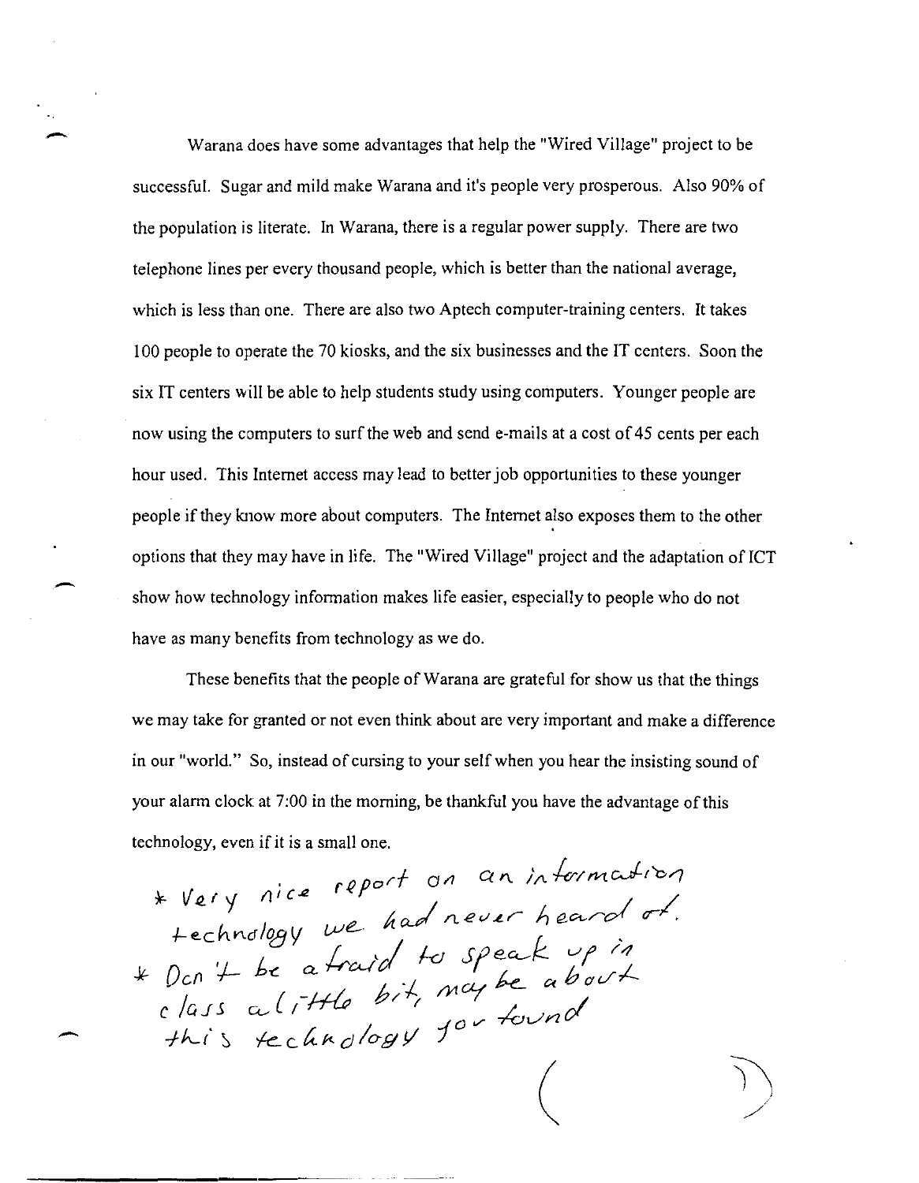Warana does have some advantages that help the "Wired Village" project to be successful. Sugar and mild make Warana and it's people very prosperous. Also 90% of the population is literate. In Warana, there is a regular power supply. There are two telephone lines per every thousand people, which is better than the national average, which is less than one. There are also two Aptech computer-training centers. It takes 100 people to operate the 70 kiosks, and the six businesses and the IT centers. Soon the six IT centers will be able to help students study using computers. Younger people are now using the computers to surf the web and send e-mails at a cost of 45 cents per each hour used. This Internet access may lead to better job opportunities to these younger people if they know more about computers. The Internet also exposes them to the other options that they may have in life. The "Wired Village" project and the adaptation of ICT show how technology information makes life easier, especially to people who do not have as many benefits from technology as we do.

These benefits that the people of Warana are grateful for show us that the things we may take for granted or not even think about are very important and make a difference in our "world." So, instead of cursing to your self when you hear the insisting sound of your alarm clock at 7:00 in the morning, be thankful you have the advantage of this technology, even if it is a small one.

* Very nice report on an information technology we had never heard of.
* Don't be afraid to speak up in class a little bit, maybe about this technology you found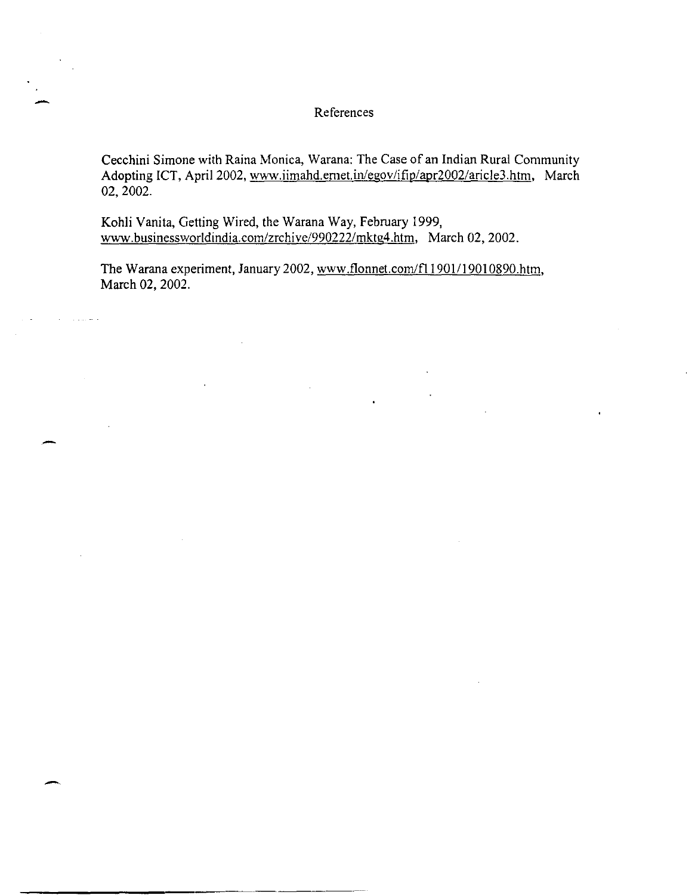# References

Cecchini Simone with Raina Monica, Warana: The Case of an Indian Rural Community Adopting ICT, April 2002, www.iimahd.ernet.in/egov/ifip/apr2002/aricle3.htm, March 02, 2002.

Kohli Vanita, Getting Wired, the Warana Way, February 1999, www.businessworldindia.com/zrchive/990222/mktg4.htm, March 02, 2002.

The Warana experiment, January 2002, www.flonnet.com/fl1901/19010890.htm, March 02, 2002.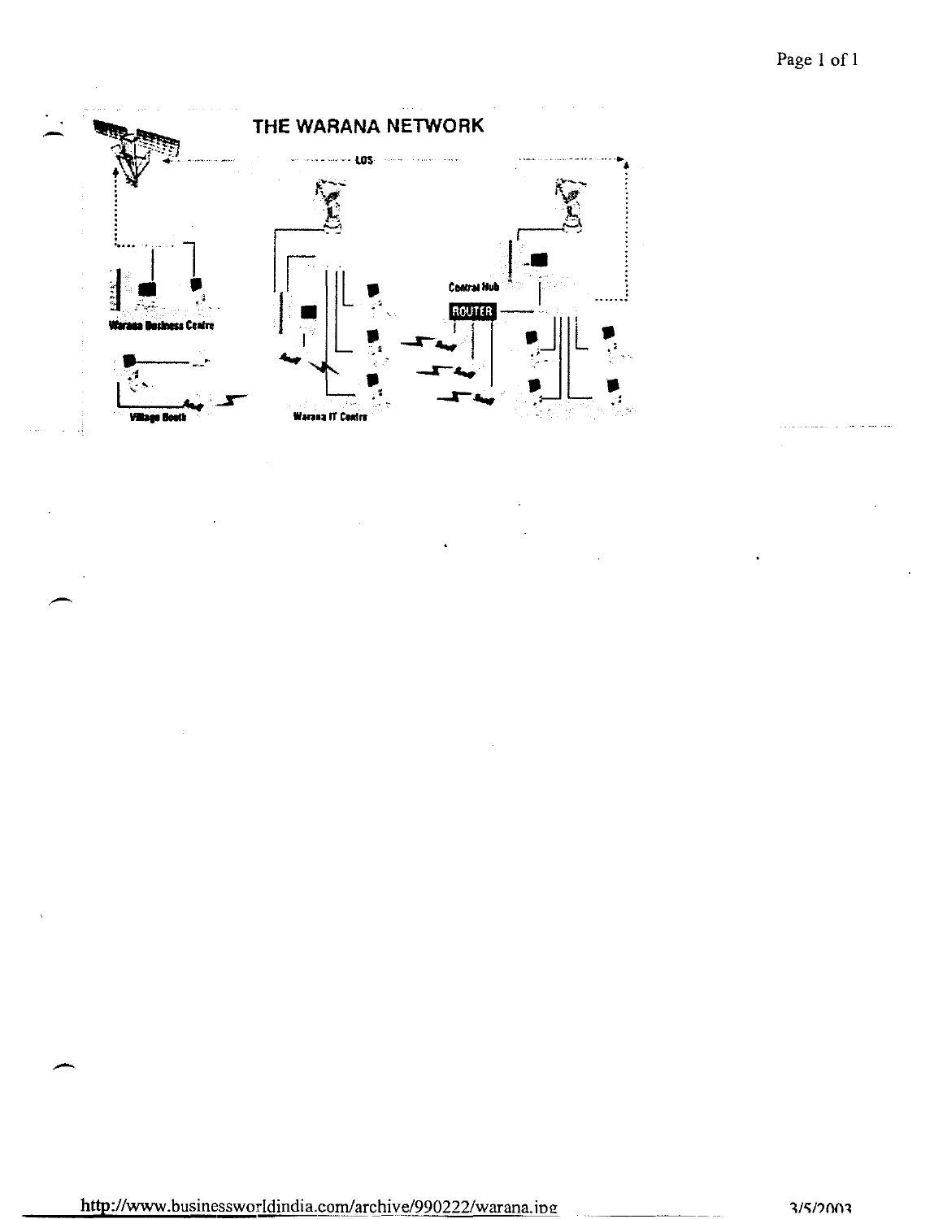# THE WARANA NETWORK

LOS

Central Hub

ROUTER

Warana Business Centre

Village Booth

Warana IT Centre

http://www.businessworldindia.com/archive/990222/warana.jpg

3/5/2003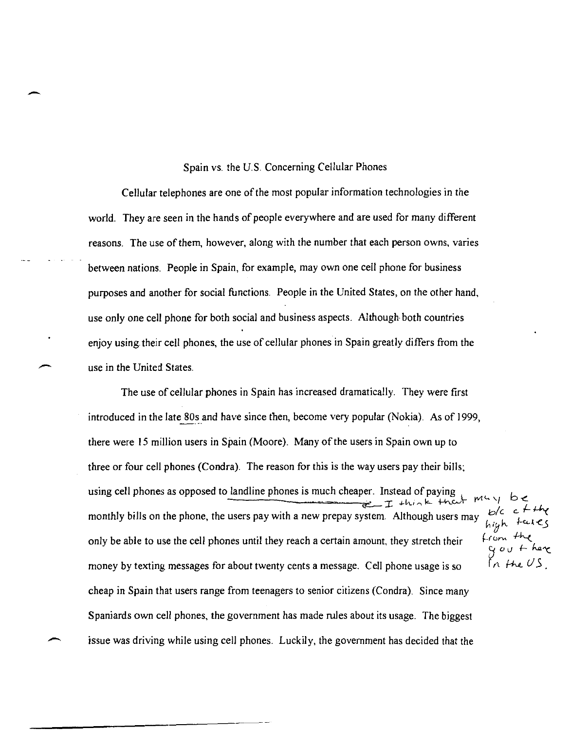# Spain vs. the U.S. Concerning Cellular Phones

Cellular telephones are one of the most popular information technologies in the world. They are seen in the hands of people everywhere and are used for many different reasons. The use of them, however, along with the number that each person owns, varies between nations. People in Spain, for example, may own one cell phone for business purposes and another for social functions. People in the United States, on the other hand, use only one cell phone for both social and business aspects. Although both countries enjoy using their cell phones, the use of cellular phones in Spain greatly differs from the use in the United States.

The use of cellular phones in Spain has increased dramatically. They were first introduced in the late 80s and have since then, become very popular (Nokia). As of 1999, there were 15 million users in Spain (Moore). Many of the users in Spain own up to three or four cell phones (Condra). The reason for this is the way users pay their bills; using cell phones as opposed to landline phones is much cheaper. Instead of paying monthly bills on the phone, the users pay with a new prepay system. Although users may only be able to use the cell phones until they reach a certain amount, they stretch their money by texting messages for about twenty cents a message. Cell phone usage is so cheap in Spain that users range from teenagers to senior citizens (Condra). Since many Spaniards own cell phones, the government has made rules about its usage. The biggest issue was driving while using cell phones. Luckily, the government has decided that the

*[Handwritten margin note: I think that may be b/c of the high taxes from the govt here in the US.]*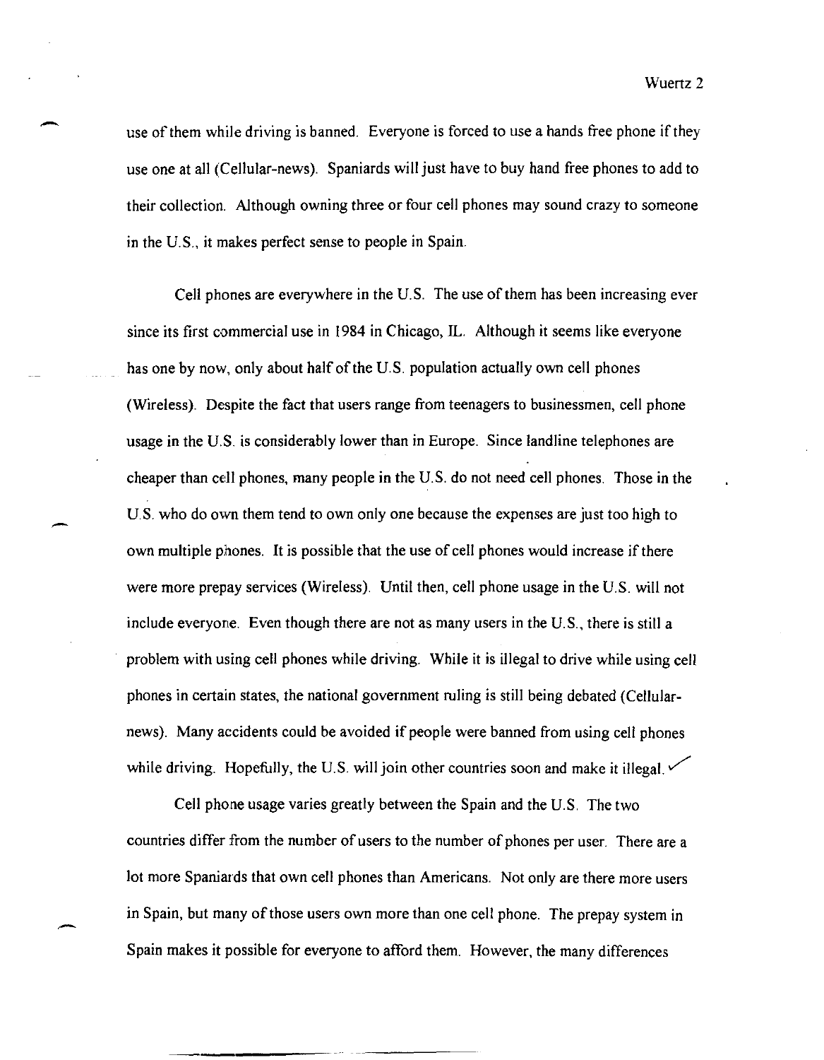use of them while driving is banned. Everyone is forced to use a hands free phone if they use one at all (Cellular-news). Spaniards will just have to buy hand free phones to add to their collection. Although owning three or four cell phones may sound crazy to someone in the U.S., it makes perfect sense to people in Spain.

Cell phones are everywhere in the U.S. The use of them has been increasing ever since its first commercial use in 1984 in Chicago, IL. Although it seems like everyone has one by now, only about half of the U.S. population actually own cell phones (Wireless). Despite the fact that users range from teenagers to businessmen, cell phone usage in the U.S. is considerably lower than in Europe. Since landline telephones are cheaper than cell phones, many people in the U.S. do not need cell phones. Those in the U.S. who do own them tend to own only one because the expenses are just too high to own multiple phones. It is possible that the use of cell phones would increase if there were more prepay services (Wireless). Until then, cell phone usage in the U.S. will not include everyone. Even though there are not as many users in the U.S., there is still a problem with using cell phones while driving. While it is illegal to drive while using cell phones in certain states, the national government ruling is still being debated (Cellular-news). Many accidents could be avoided if people were banned from using cell phones while driving. Hopefully, the U.S. will join other countries soon and make it illegal.

Cell phone usage varies greatly between the Spain and the U.S. The two countries differ from the number of users to the number of phones per user. There are a lot more Spaniards that own cell phones than Americans. Not only are there more users in Spain, but many of those users own more than one cell phone. The prepay system in Spain makes it possible for everyone to afford them. However, the many differences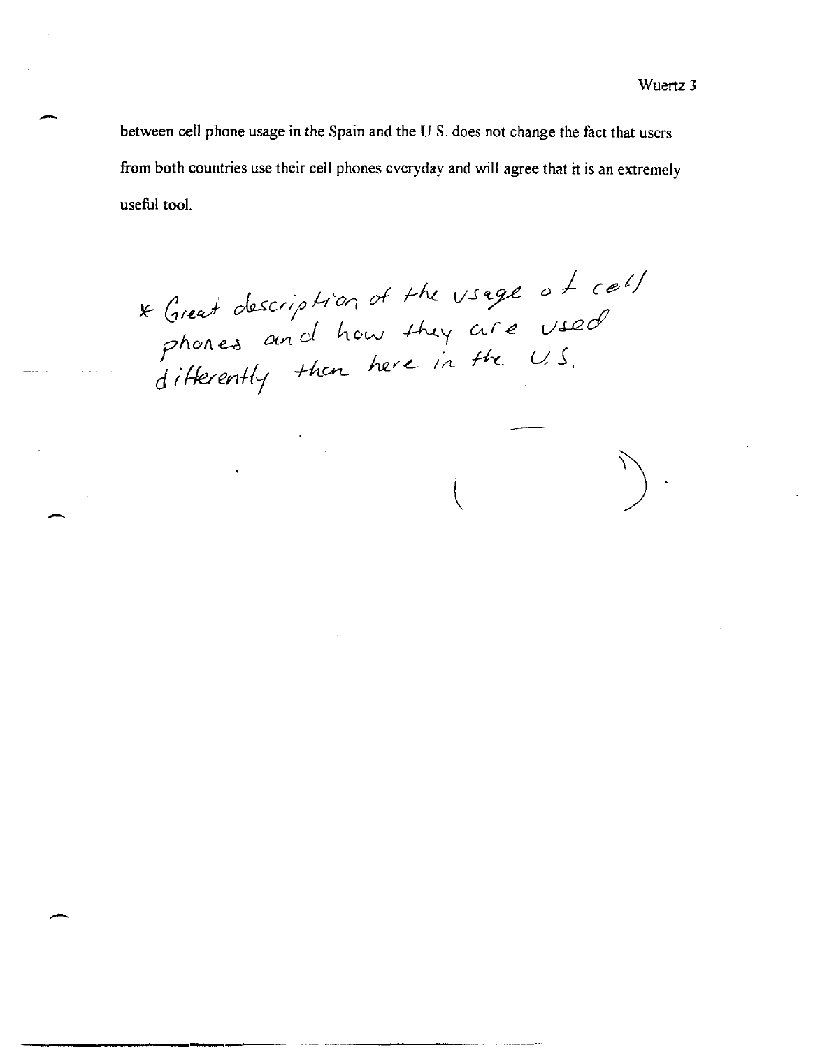between cell phone usage in the Spain and the U.S. does not change the fact that users from both countries use their cell phones everyday and will agree that it is an extremely useful tool.

* Great description of the usage of cell phones and how they are used differently then here in the U.S.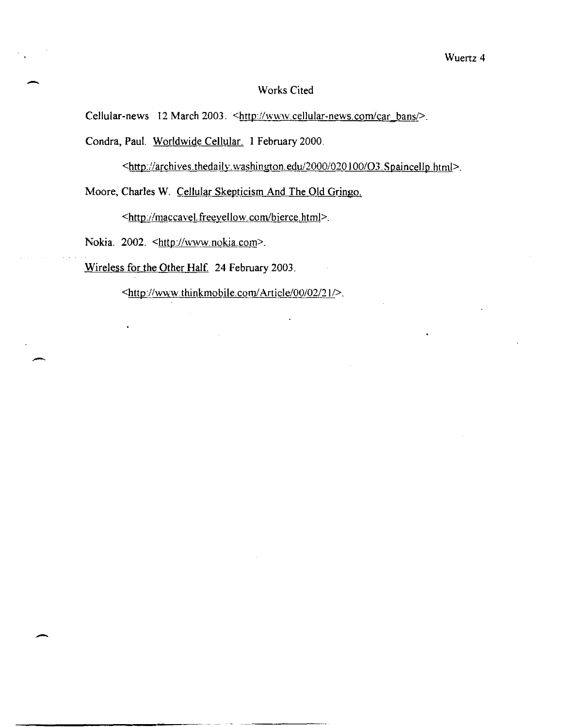# Works Cited

Cellular-news 12 March 2003. <http://www.cellular-news.com/car_bans/>.

Condra, Paul. Worldwide Cellular. 1 February 2000.

<http://archives.thedaily.washington.edu/2000/020100/O3.Spaincellp.html>.

Moore, Charles W. Cellular Skepticism And The Old Gringo.

<http://maccavel.freeyellow.com/bierce.html>.

Nokia. 2002. <http://www.nokia.com>.

Wireless for the Other Half. 24 February 2003.

<http://www.thinkmobile.com/Article/00/02/21/>.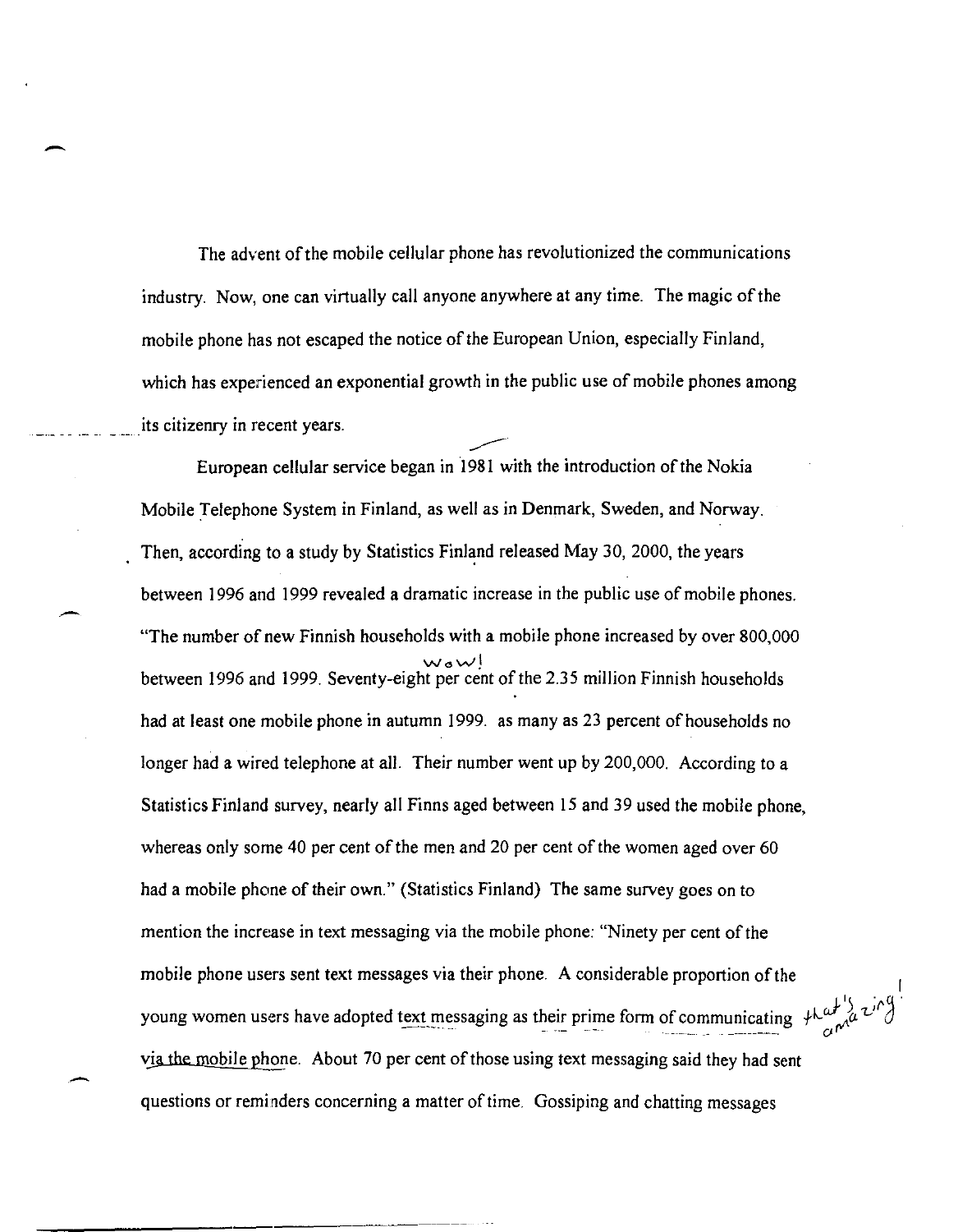The advent of the mobile cellular phone has revolutionized the communications industry. Now, one can virtually call anyone anywhere at any time. The magic of the mobile phone has not escaped the notice of the European Union, especially Finland, which has experienced an exponential growth in the public use of mobile phones among its citizenry in recent years.

European cellular service began in 1981 with the introduction of the Nokia Mobile Telephone System in Finland, as well as in Denmark, Sweden, and Norway. Then, according to a study by Statistics Finland released May 30, 2000, the years between 1996 and 1999 revealed a dramatic increase in the public use of mobile phones. "The number of new Finnish households with a mobile phone increased by over 800,000 between 1996 and 1999. Seventy-eight per cent of the 2.35 million Finnish households had at least one mobile phone in autumn 1999. as many as 23 percent of households no longer had a wired telephone at all. Their number went up by 200,000. According to a Statistics Finland survey, nearly all Finns aged between 15 and 39 used the mobile phone, whereas only some 40 per cent of the men and 20 per cent of the women aged over 60 had a mobile phone of their own." (Statistics Finland) The same survey goes on to mention the increase in text messaging via the mobile phone: "Ninety per cent of the mobile phone users sent text messages via their phone. A considerable proportion of the young women users have adopted text messaging as their prime form of communicating via the mobile phone. About 70 per cent of those using text messaging said they had sent questions or reminders concerning a matter of time. Gossiping and chatting messages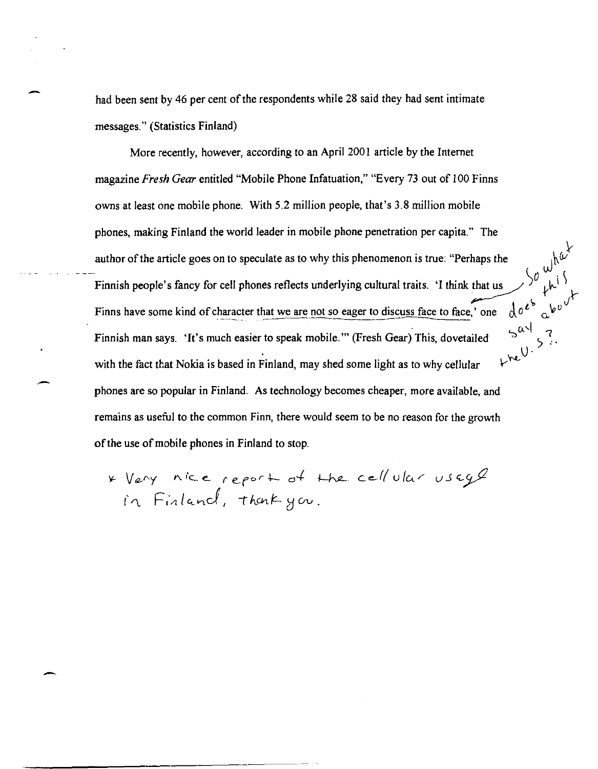had been sent by 46 per cent of the respondents while 28 said they had sent intimate messages." (Statistics Finland)

More recently, however, according to an April 2001 article by the Internet magazine *Fresh Gear* entitled "Mobile Phone Infatuation," "Every 73 out of 100 Finns owns at least one mobile phone. With 5.2 million people, that's 3.8 million mobile phones, making Finland the world leader in mobile phone penetration per capita." The author of the article goes on to speculate as to why this phenomenon is true: "Perhaps the Finnish people's fancy for cell phones reflects underlying cultural traits. 'I think that us Finns have some kind of character that we are not so eager to discuss face to face,' one Finnish man says. 'It's much easier to speak mobile.'" (Fresh Gear) This, dovetailed with the fact that Nokia is based in Finland, may shed some light as to why cellular phones are so popular in Finland. As technology becomes cheaper, more available, and remains as useful to the common Finn, there would seem to be no reason for the growth of the use of mobile phones in Finland to stop.

So what does this say about the U.S.?

* Very nice report of the cellular usage in Finland, thank you.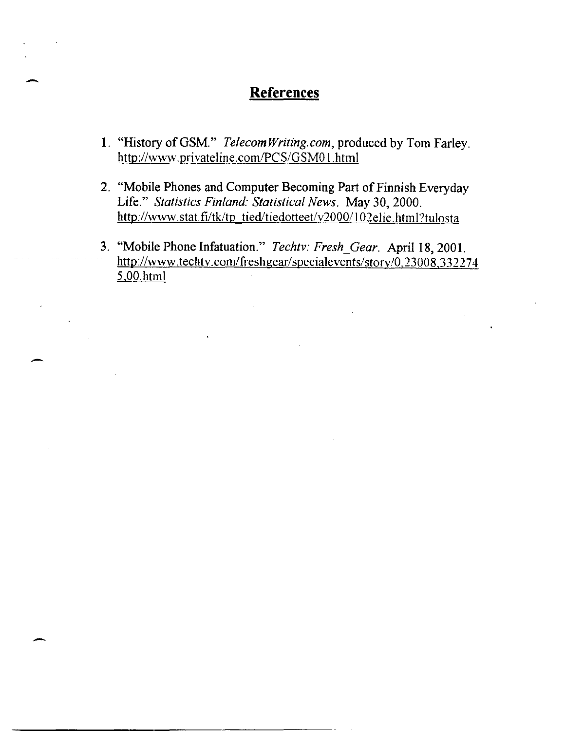## References

1. "History of GSM." *TelecomWriting.com*, produced by Tom Farley. http://www.privateline.com/PCS/GSM01.html

2. "Mobile Phones and Computer Becoming Part of Finnish Everyday Life." *Statistics Finland: Statistical News*. May 30, 2000. http://www.stat.fi/tk/tp_tied/tiedotteet/v2000/102elie.html?tulosta

3. "Mobile Phone Infatuation." *Techtv: Fresh_Gear*. April 18, 2001. http://www.techtv.com/freshgear/specialevents/story/0,23008,3322745,00.html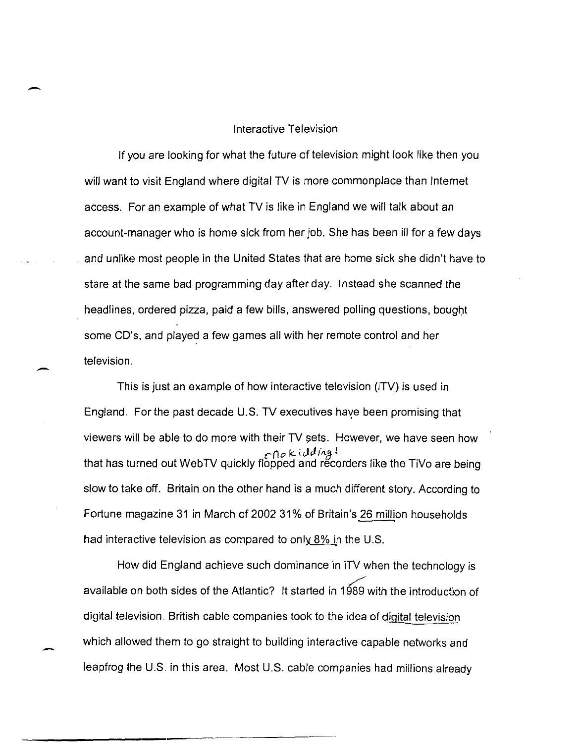# Interactive Television

If you are looking for what the future of television might look like then you will want to visit England where digital TV is more commonplace than Internet access. For an example of what TV is like in England we will talk about an account-manager who is home sick from her job. She has been ill for a few days and unlike most people in the United States that are home sick she didn't have to stare at the same bad programming day after day. Instead she scanned the headlines, ordered pizza, paid a few bills, answered polling questions, bought some CD's, and played a few games all with her remote control and her television.

This is just an example of how interactive television (iTV) is used in England. For the past decade U.S. TV executives have been promising that viewers will be able to do more with their TV sets. However, we have seen how that has turned out WebTV quickly flopped (no kidding!) and recorders like the TiVo are being slow to take off. Britain on the other hand is a much different story. According to Fortune magazine 31 in March of 2002 31% of Britain's 26 million households had interactive television as compared to only 8% in the U.S.

How did England achieve such dominance in iTV when the technology is available on both sides of the Atlantic? It started in 1989 with the introduction of digital television. British cable companies took to the idea of digital television which allowed them to go straight to building interactive capable networks and leapfrog the U.S. in this area. Most U.S. cable companies had millions already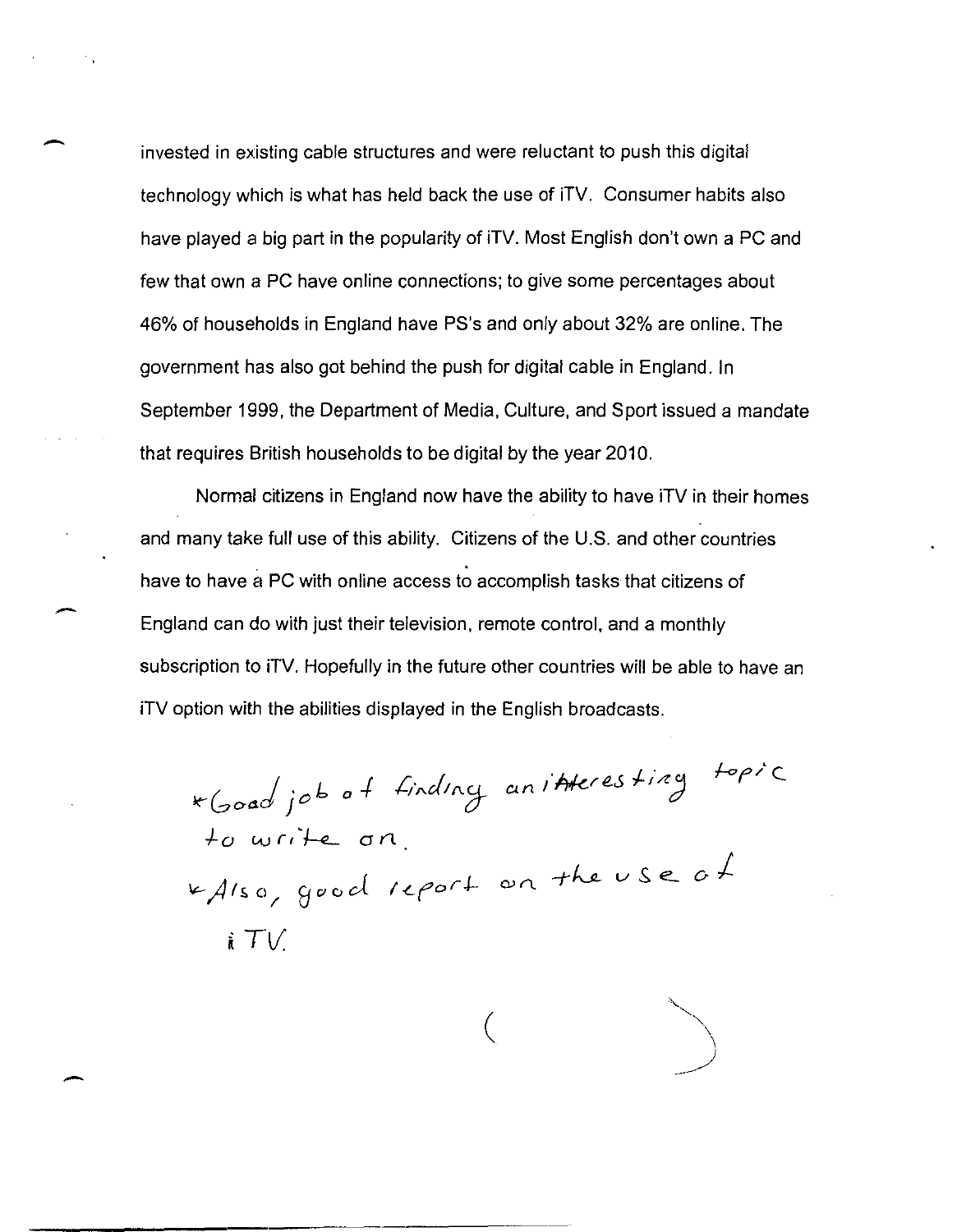invested in existing cable structures and were reluctant to push this digital technology which is what has held back the use of iTV. Consumer habits also have played a big part in the popularity of iTV. Most English don't own a PC and few that own a PC have online connections; to give some percentages about 46% of households in England have PS's and only about 32% are online. The government has also got behind the push for digital cable in England. In September 1999, the Department of Media, Culture, and Sport issued a mandate that requires British households to be digital by the year 2010.

Normal citizens in England now have the ability to have iTV in their homes and many take full use of this ability. Citizens of the U.S. and other countries have to have a PC with online access to accomplish tasks that citizens of England can do with just their television, remote control, and a monthly subscription to iTV. Hopefully in the future other countries will be able to have an iTV option with the abilities displayed in the English broadcasts.

*Good job of finding an interesting topic to write on.
*Also, good report on the use of iTV.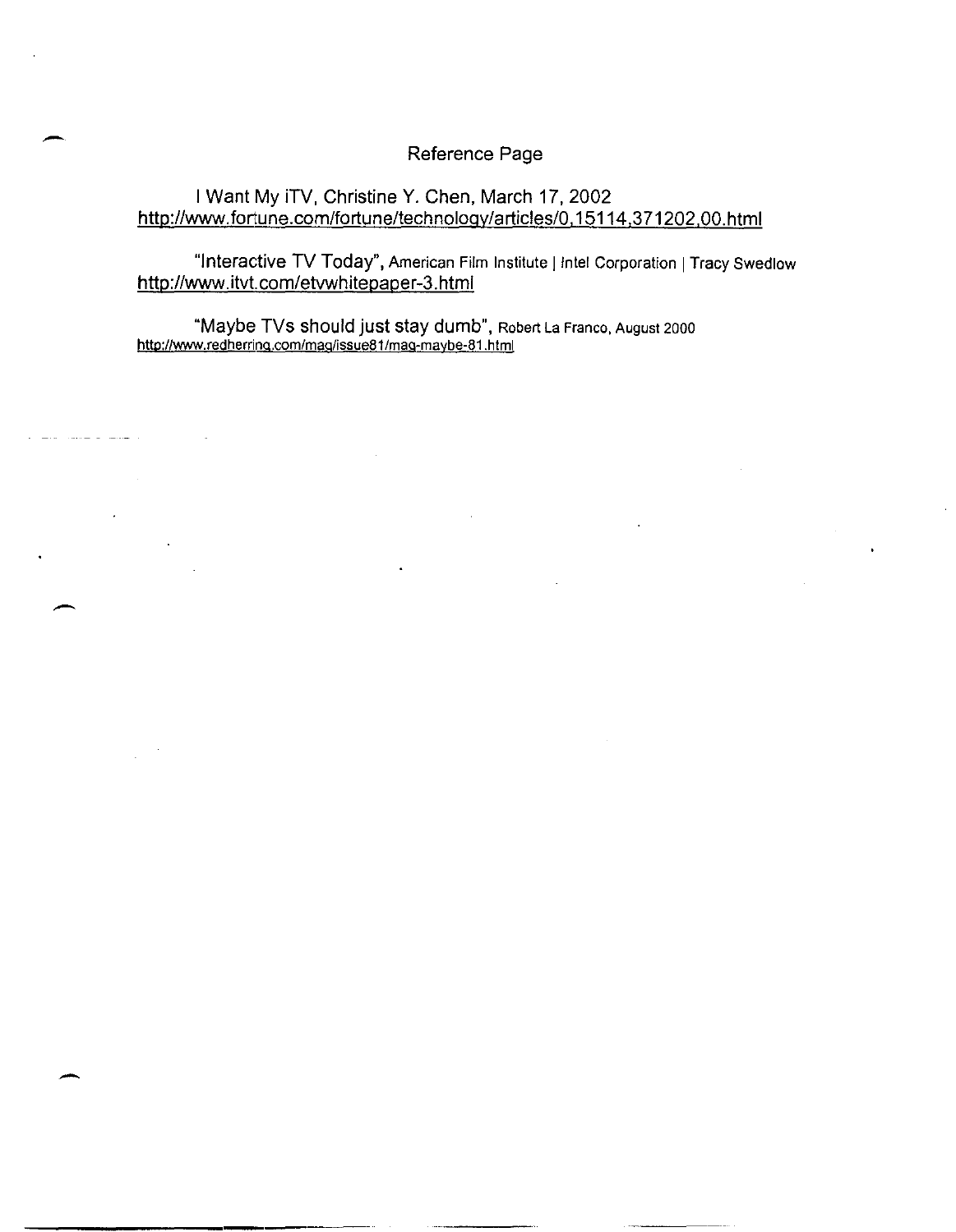# Reference Page

I Want My iTV, Christine Y. Chen, March 17, 2002
http://www.fortune.com/fortune/technology/articles/0,15114,371202,00.html

"Interactive TV Today", American Film Institute | Intel Corporation | Tracy Swedlow
http://www.itvt.com/etvwhitepaper-3.html

"Maybe TVs should just stay dumb", Robert La Franco, August 2000
http://www.redherring.com/mag/issue81/mag-maybe-81.html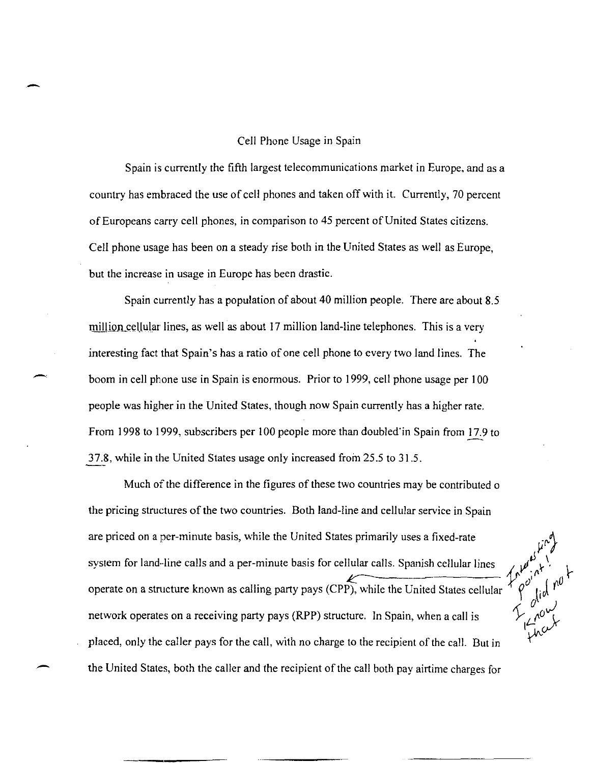## Cell Phone Usage in Spain

Spain is currently the fifth largest telecommunications market in Europe, and as a country has embraced the use of cell phones and taken off with it. Currently, 70 percent of Europeans carry cell phones, in comparison to 45 percent of United States citizens. Cell phone usage has been on a steady rise both in the United States as well as Europe, but the increase in usage in Europe has been drastic.

Spain currently has a population of about 40 million people. There are about 8.5 million cellular lines, as well as about 17 million land-line telephones. This is a very interesting fact that Spain's has a ratio of one cell phone to every two land lines. The boom in cell phone use in Spain is enormous. Prior to 1999, cell phone usage per 100 people was higher in the United States, though now Spain currently has a higher rate. From 1998 to 1999, subscribers per 100 people more than doubled in Spain from 17.9 to 37.8, while in the United States usage only increased from 25.5 to 31.5.

Much of the difference in the figures of these two countries may be contributed o the pricing structures of the two countries. Both land-line and cellular service in Spain are priced on a per-minute basis, while the United States primarily uses a fixed-rate system for land-line calls and a per-minute basis for cellular calls. Spanish cellular lines operate on a structure known as calling party pays (CPP), while the United States cellular network operates on a receiving party pays (RPP) structure. In Spain, when a call is placed, only the caller pays for the call, with no charge to the recipient of the call. But in the United States, both the caller and the recipient of the call both pay airtime charges for

*Interesting point! I did not know that*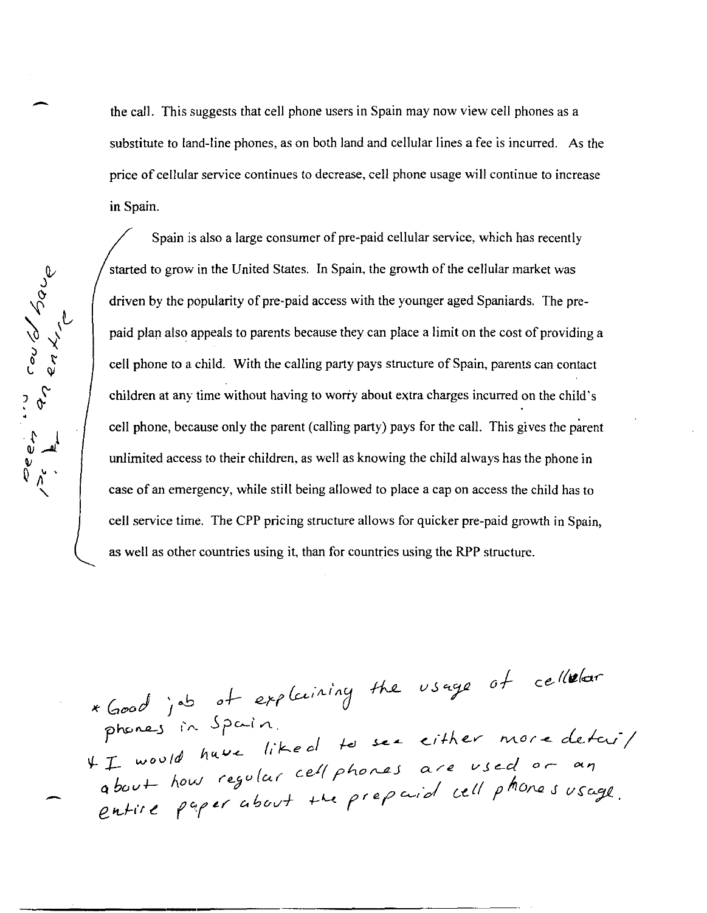the call. This suggests that cell phone users in Spain may now view cell phones as a substitute to land-line phones, as on both land and cellular lines a fee is incurred. As the price of cellular service continues to decrease, cell phone usage will continue to increase in Spain.

Spain is also a large consumer of pre-paid cellular service, which has recently started to grow in the United States. In Spain, the growth of the cellular market was driven by the popularity of pre-paid access with the younger aged Spaniards. The pre-paid plan also appeals to parents because they can place a limit on the cost of providing a cell phone to a child. With the calling party pays structure of Spain, parents can contact children at any time without having to worry about extra charges incurred on the child's cell phone, because only the parent (calling party) pays for the call. This gives the parent unlimited access to their children, as well as knowing the child always has the phone in case of an emergency, while still being allowed to place a cap on access the child has to cell service time. The CPP pricing structure allows for quicker pre-paid growth in Spain, as well as other countries using it, than for countries using the RPP structure.

Deep... could have been an entire...

* Good job of explaining the usage of cellular phones in Spain.

* I would have liked to see either more detail about how regular cell phones are used or an entire paper about the prepaid cell phones usage.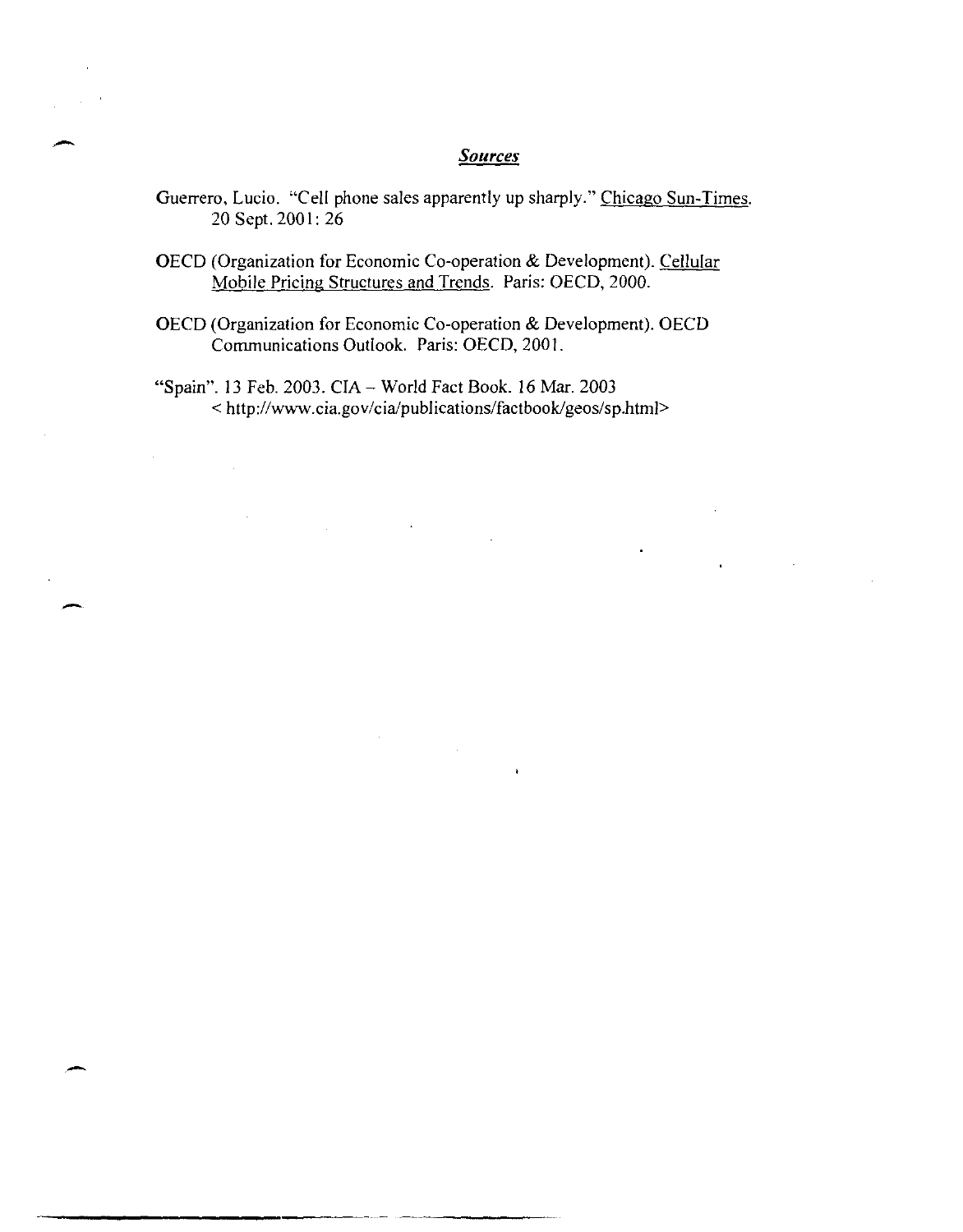## ***Sources***

Guerrero, Lucio. "Cell phone sales apparently up sharply." Chicago Sun-Times. 20 Sept. 2001: 26

OECD (Organization for Economic Co-operation & Development). Cellular Mobile Pricing Structures and Trends. Paris: OECD, 2000.

OECD (Organization for Economic Co-operation & Development). OECD Communications Outlook. Paris: OECD, 2001.

"Spain". 13 Feb. 2003. CIA – World Fact Book. 16 Mar. 2003 < http://www.cia.gov/cia/publications/factbook/geos/sp.html>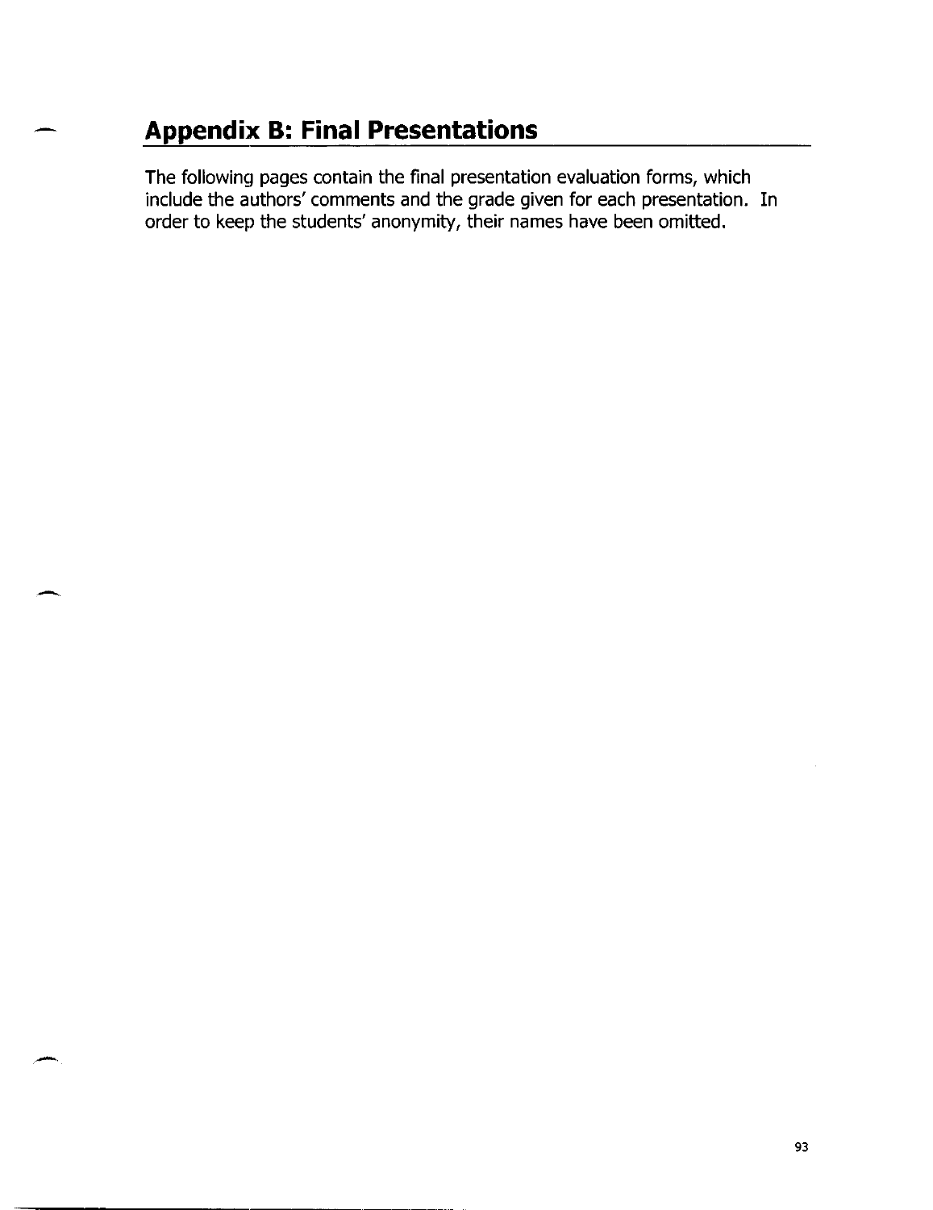# Appendix B: Final Presentations

The following pages contain the final presentation evaluation forms, which include the authors' comments and the grade given for each presentation. In order to keep the students' anonymity, their names have been omitted.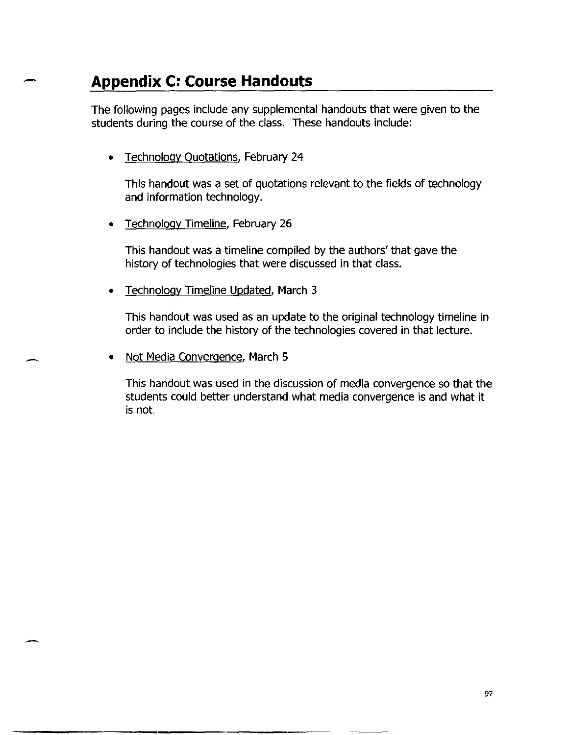## Appendix C: Course Handouts

The following pages include any supplemental handouts that were given to the students during the course of the class. These handouts include:

- Technology Quotations, February 24

  This handout was a set of quotations relevant to the fields of technology and information technology.

- Technology Timeline, February 26

  This handout was a timeline compiled by the authors' that gave the history of technologies that were discussed in that class.

- Technology Timeline Updated, March 3

  This handout was used as an update to the original technology timeline in order to include the history of the technologies covered in that lecture.

- Not Media Convergence, March 5

  This handout was used in the discussion of media convergence so that the students could better understand what media convergence is and what it is not.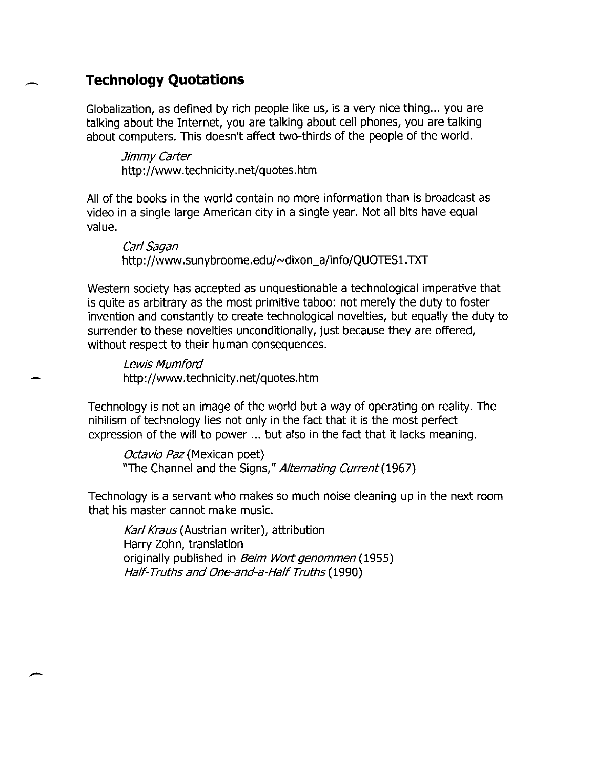## Technology Quotations

Globalization, as defined by rich people like us, is a very nice thing... you are talking about the Internet, you are talking about cell phones, you are talking about computers. This doesn't affect two-thirds of the people of the world.

> *Jimmy Carter*
> http://www.technicity.net/quotes.htm

All of the books in the world contain no more information than is broadcast as video in a single large American city in a single year. Not all bits have equal value.

> *Carl Sagan*
> http://www.sunybroome.edu/~dixon_a/info/QUOTES1.TXT

Western society has accepted as unquestionable a technological imperative that is quite as arbitrary as the most primitive taboo: not merely the duty to foster invention and constantly to create technological novelties, but equally the duty to surrender to these novelties unconditionally, just because they are offered, without respect to their human consequences.

> *Lewis Mumford*
> http://www.technicity.net/quotes.htm

Technology is not an image of the world but a way of operating on reality. The nihilism of technology lies not only in the fact that it is the most perfect expression of the will to power ... but also in the fact that it lacks meaning.

> *Octavio Paz* (Mexican poet)
> "The Channel and the Signs," *Alternating Current* (1967)

Technology is a servant who makes so much noise cleaning up in the next room that his master cannot make music.

> *Karl Kraus* (Austrian writer), attribution
> Harry Zohn, translation
> originally published in *Beim Wort genommen* (1955)
> *Half-Truths and One-and-a-Half Truths* (1990)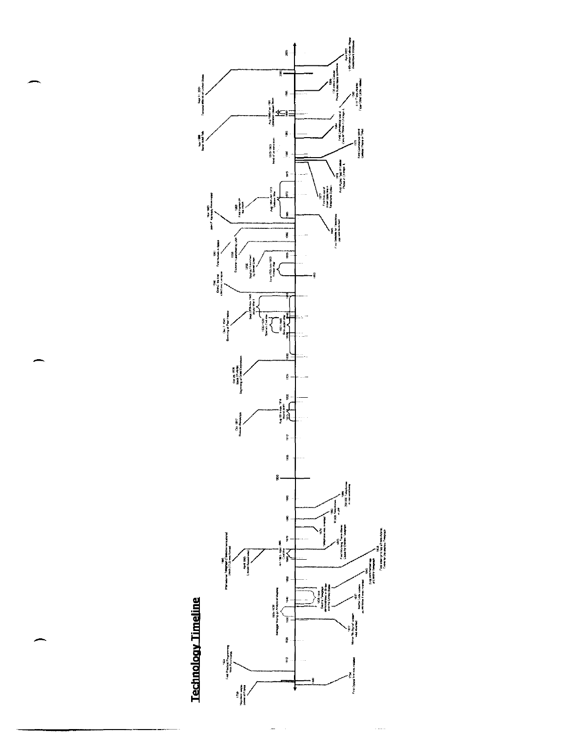# Technology Timeline

- 1799 Napoleon seizes power in France
- 1794 First Optical Telegraph installed
- 1804 First Practical Programming With Punchcards
- 1832 Morse "Dot-Dash" system was invented
- 1834-1836 Babbage Working on Analytical Engine
- 1837 Morse Code system as we know it was invented
- 1838-1844 Electric Telegraph demonstrated in Britain and the United States
- 1845 First commercial use of Electric Telegraph
- 1858 First attempt to lay a Trans-Atlantic Cable for the Electric Telegraph
- 1865 International Telegraph (Telecommunications) Union (ITU) was formed
- April 1865 Lincoln Assassinated
- Jan 1861-April 1865 Civil War
- 1866 First Working Trans-Atlantic Cable for Electric Telegraph
- 1876 Telephone was invented
- 1880 30,000 Telephones in use
- 1890 250,000 Telephones in use worldwide
- Oct. 1917 Russian Revolution
- Aug 1914-Nov 1918 World War I
- Oct 29, 1929 Black Tuesday Beginning of Great Depression
- 1936-1939 Spanish Civil War
- 1937-1945 Sino-Japanese War
- Dec 7, 1941 Bombing of Pearl Harbor
- Sept 1939-Nov 1945 World War II
- 1946 ENIAC, the first electronic computer
- June 1950-July 1953 Korean War
- 1957 Sputnik I launched by Soviet Union
- 1958 Explorer I Launched by USA
- 1961 First Human in Space
- Nov 1963 John F. Kennedy Assassinated
- 1965 First Satellite for telephone use was launched
- Aug 1964-Jan 1973 Vietnam War
- 1969 First Human on the moon
- 1977 First time use of Fiber Optic Cable in Telephone System
- 1978 First Public Test of Cellular Phone in Chicago IL
- 1979 First Commercial use of Cellular Phone in Tokyo
- 1979-1983 Most of us were born
- 1984 First Commercial use of Cellular Phone in Chicago IL
- Nov 1989 Berlin Wall Falls
- 1988 First Trans-Atlantic Fiber Optic Cable installed
- Aug 1990-Feb 1991 Operation Desert Storm
- 1996 130 million Cellular Phone Subscribers Worldwide
- Sept 11, 2001 Terrorist Attack on United States
- April 2002 1 Billion Cellular Phone Subscribers Worldwide

Timeline axis: 1800, 1810, 1820, 1830, 1840, 1850, 1860, 1870, 1880, 1890, 1900, 1905, 1910, 1915, 1920, 1925, 1930, 1935, 1940, 1945, 1950, 1955, 1960, 1965, 1970, 1975, 1980, 1985, 1990, 1995, 2000, 2005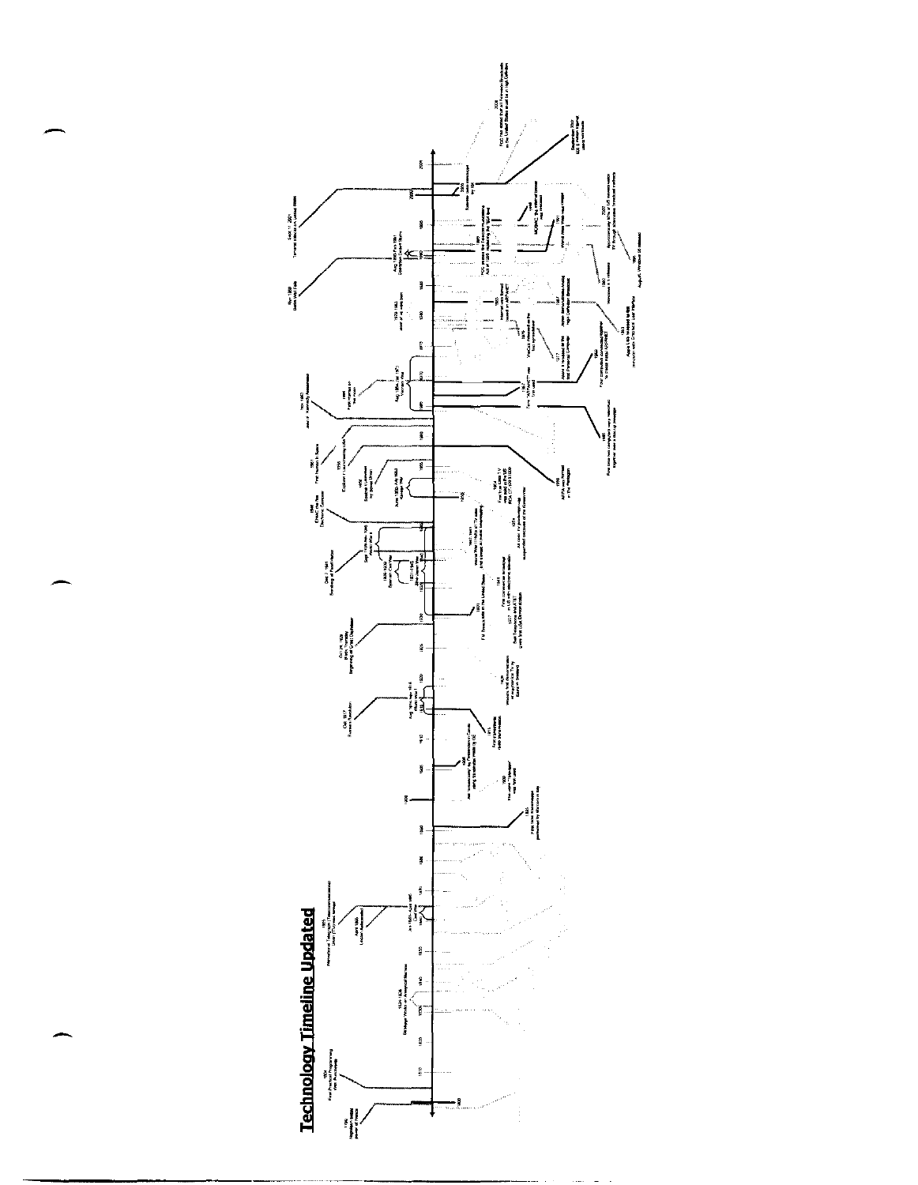# Technology Timeline Updated

- 1806 Napoleon ... power of France
- 1804 First Punched Programming ... Punchcards
- 1834-1836 Babbage Works on Analytical Machine
- 1865 International Telegraph Telecommunication Union (ITU) was formed
- April 1865 Lincoln Assassinated
- Jan 1861 - June 1865 Civil War
- 1901 First radio transmission performed by Marconi
- 1906 ...
- 1909 The word "Television" was first used
- 1911 ...
- Aug 1914 - Nov 1918 World War I
- Oct 1917 Russian Revolution
- 1926 ... first demonstration of mechanical TV ...
- Oct 29, 1929 Black Thursday Beginning of Great Depression
- 1930 ...
- 1936-1939 Spanish Civil War
- Sept 1939 - Sep 1945 World War II
- 1941 First commercial broadcast ...
- Dec 7, 1941 Bombing of Pearl Harbor
- 1946 ENIAC the first Electronic Computer
- June 1950 - July 1953 Korean War
- 1954 First true Color TV ... RCA
- 1957 Sputnik Launched by Soviet Union
- 1958 Explorer I Launched by USA
- 1958 ARPA was formed in the Pentagon
- 1961 First human in Space
- Nov 1963 John F. Kennedy Assassinated
- Aug 1964 - Jan 1973 Vietnam War
- 1965 First time two computers in very different locations talk ...
- 1969 First man on the moon
- 1969 Term "ARPANET" was first used
- 1977 Apple II ... first Personal Computer
- 1979 VisiCalc released as the first spreadsheet
- 1979-1981 ...
- 1983 Internet was formed based on ARPANET
- 1984 Apple Mac ... Graphical User Interface
- 1987 ... High Definition Broadcast
- Nov 1989 Berlin Wall Falls
- Aug 1990 - Feb 1991 Operation Desert Storm
- 1990 Windows 3.0 released
- 1991 World Wide Web ...
- 1993 MOSAIC, the internet browser was released
- 1995 August, Windows 95 released
- 1996 FCC passes the Telecommunications Act of 1996 ...
- Sept 11, 2001 Terrorist attack on United States
- 2002 ...
- 2003 ...
- 2006 FCC has stated that all Television Broadcasts in the United States must be in High Definition
- September 2007 ...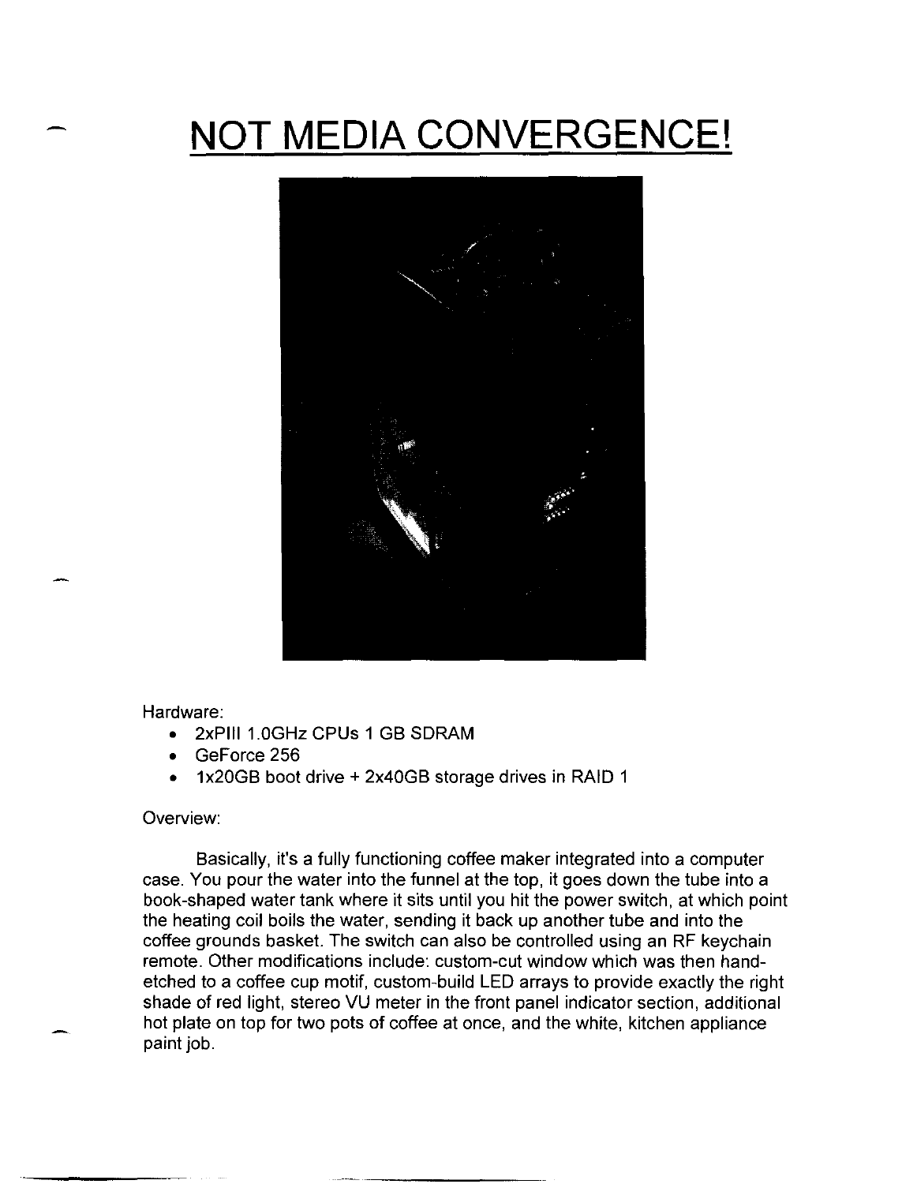# NOT MEDIA CONVERGENCE!

Hardware:

- 2xPIII 1.0GHz CPUs 1 GB SDRAM
- GeForce 256
- 1x20GB boot drive + 2x40GB storage drives in RAID 1

Overview:

Basically, it's a fully functioning coffee maker integrated into a computer case. You pour the water into the funnel at the top, it goes down the tube into a book-shaped water tank where it sits until you hit the power switch, at which point the heating coil boils the water, sending it back up another tube and into the coffee grounds basket. The switch can also be controlled using an RF keychain remote. Other modifications include: custom-cut window which was then hand-etched to a coffee cup motif, custom-build LED arrays to provide exactly the right shade of red light, stereo VU meter in the front panel indicator section, additional hot plate on top for two pots of coffee at once, and the white, kitchen appliance paint job.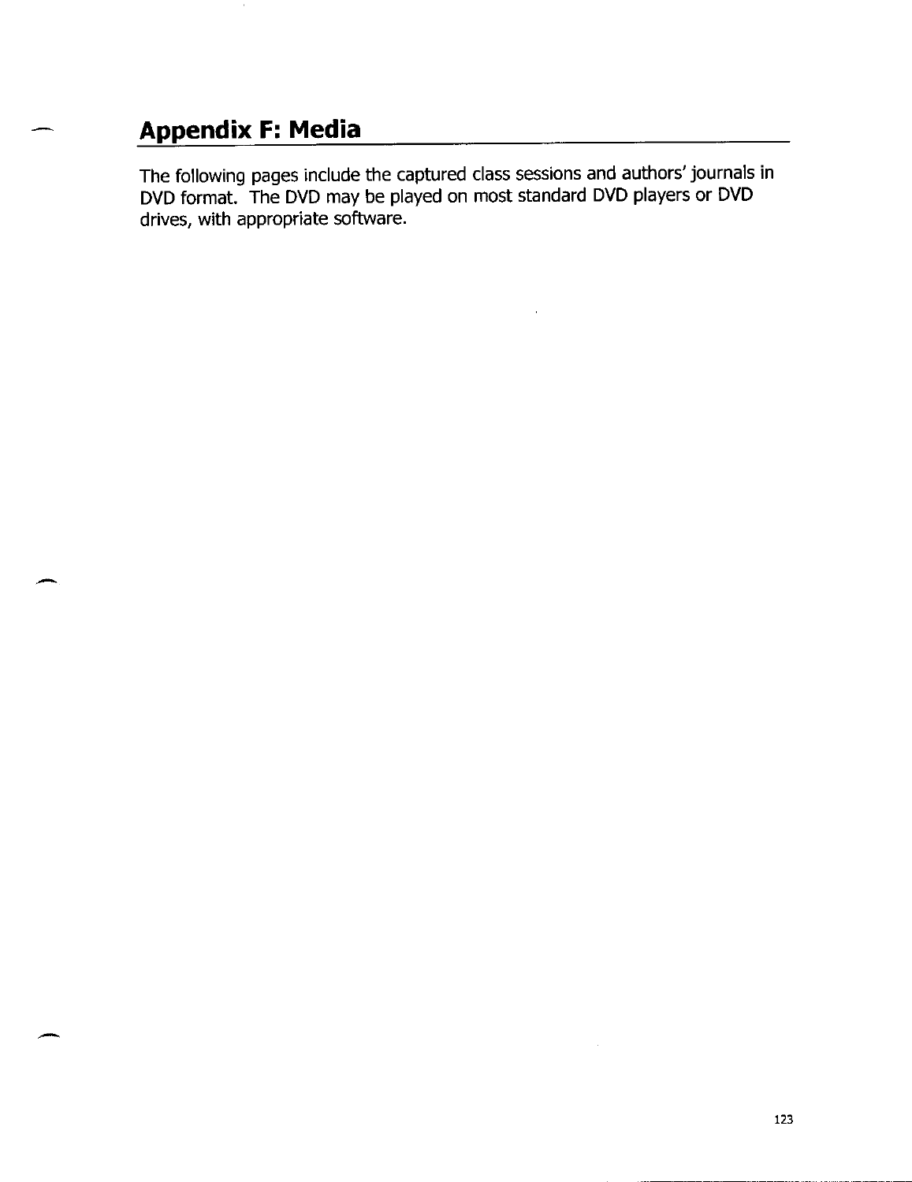## Appendix F: Media

The following pages include the captured class sessions and authors' journals in DVD format. The DVD may be played on most standard DVD players or DVD drives, with appropriate software.